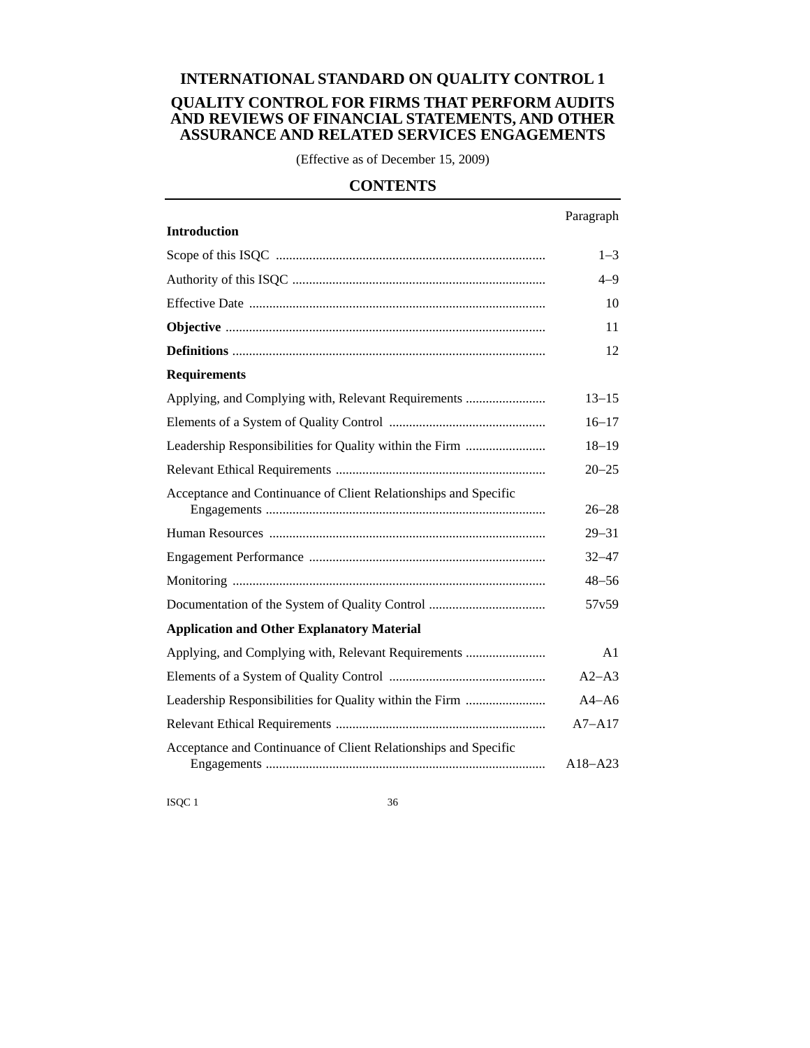# INTERNATIONAL STANDARD ON QUALITY CONTROL 1

## QUALITY CONTROL FOR FIRMS THAT PERFORM AUDITS AND REVIEWS OF FINANCIAL STATEMENTS, AND OTHER ASSURANCE AND RELATED SERVICES ENGAGEMENTS

(Effective as of December 15, 2009)

## CONTENTS

| | Paragraph |
|---|---|
| **Introduction** | |
| Scope of this ISQC | 1–3 |
| Authority of this ISQC | 4–9 |
| Effective Date | 10 |
| **Objective** | 11 |
| **Definitions** | 12 |
| **Requirements** | |
| Applying, and Complying with, Relevant Requirements | 13–15 |
| Elements of a System of Quality Control | 16–17 |
| Leadership Responsibilities for Quality within the Firm | 18–19 |
| Relevant Ethical Requirements | 20–25 |
| Acceptance and Continuance of Client Relationships and Specific Engagements | 26–28 |
| Human Resources | 29–31 |
| Engagement Performance | 32–47 |
| Monitoring | 48–56 |
| Documentation of the System of Quality Control | 57v59 |
| **Application and Other Explanatory Material** | |
| Applying, and Complying with, Relevant Requirements | A1 |
| Elements of a System of Quality Control | A2–A3 |
| Leadership Responsibilities for Quality within the Firm | A4–A6 |
| Relevant Ethical Requirements | A7–A17 |
| Acceptance and Continuance of Client Relationships and Specific Engagements | A18–A23 |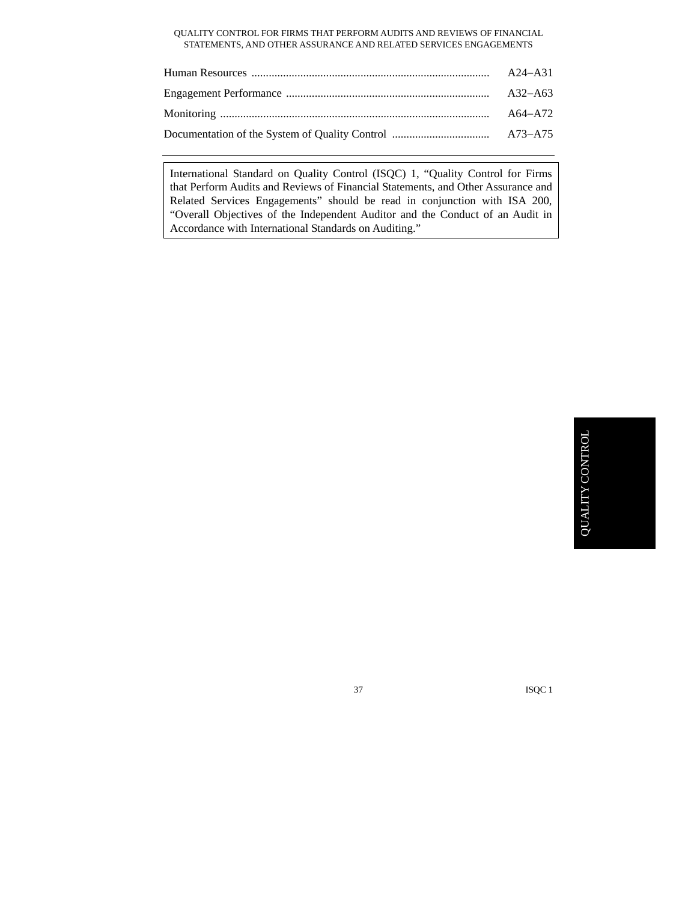| | |
|---|---|
| Human Resources | A24–A31 |
| Engagement Performance | A32–A63 |
| Monitoring | A64–A72 |
| Documentation of the System of Quality Control | A73–A75 |

International Standard on Quality Control (ISQC) 1, "Quality Control for Firms that Perform Audits and Reviews of Financial Statements, and Other Assurance and Related Services Engagements" should be read in conjunction with ISA 200, "Overall Objectives of the Independent Auditor and the Conduct of an Audit in Accordance with International Standards on Auditing."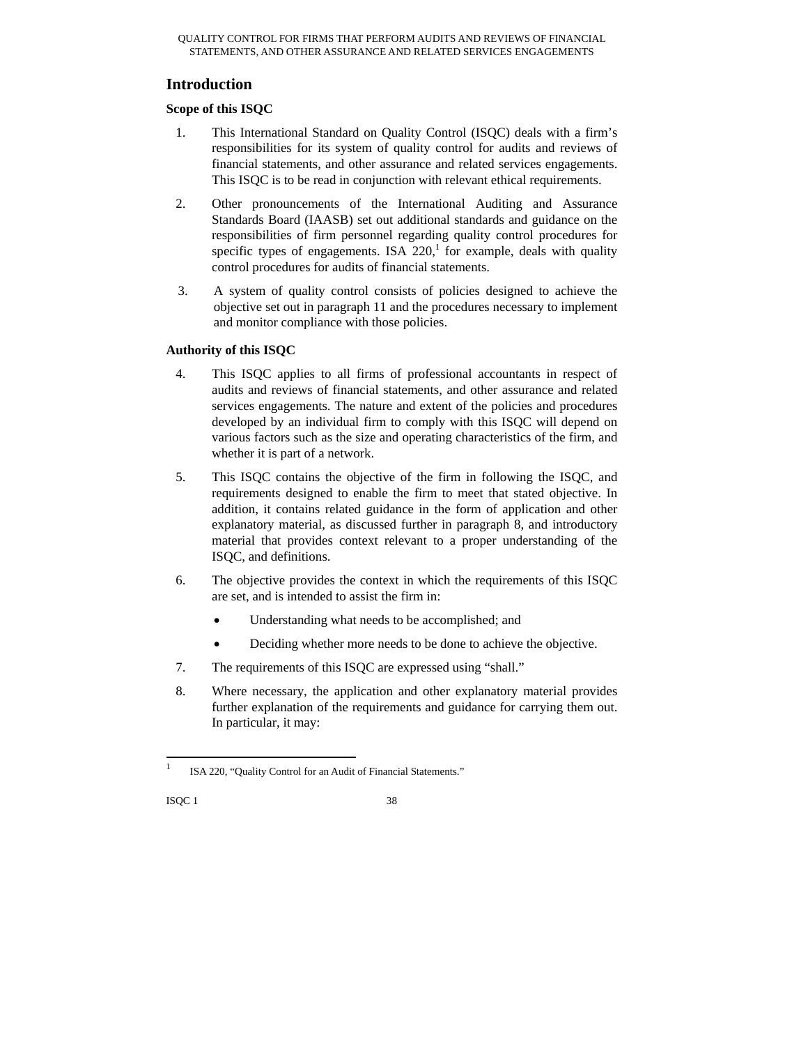## Introduction

### Scope of this ISQC

1. This International Standard on Quality Control (ISQC) deals with a firm's responsibilities for its system of quality control for audits and reviews of financial statements, and other assurance and related services engagements. This ISQC is to be read in conjunction with relevant ethical requirements.

2. Other pronouncements of the International Auditing and Assurance Standards Board (IAASB) set out additional standards and guidance on the responsibilities of firm personnel regarding quality control procedures for specific types of engagements. ISA 220,[1] for example, deals with quality control procedures for audits of financial statements.

3. A system of quality control consists of policies designed to achieve the objective set out in paragraph 11 and the procedures necessary to implement and monitor compliance with those policies.

### Authority of this ISQC

4. This ISQC applies to all firms of professional accountants in respect of audits and reviews of financial statements, and other assurance and related services engagements. The nature and extent of the policies and procedures developed by an individual firm to comply with this ISQC will depend on various factors such as the size and operating characteristics of the firm, and whether it is part of a network.

5. This ISQC contains the objective of the firm in following the ISQC, and requirements designed to enable the firm to meet that stated objective. In addition, it contains related guidance in the form of application and other explanatory material, as discussed further in paragraph 8, and introductory material that provides context relevant to a proper understanding of the ISQC, and definitions.

6. The objective provides the context in which the requirements of this ISQC are set, and is intended to assist the firm in:
   - Understanding what needs to be accomplished; and
   - Deciding whether more needs to be done to achieve the objective.

7. The requirements of this ISQC are expressed using "shall."

8. Where necessary, the application and other explanatory material provides further explanation of the requirements and guidance for carrying them out. In particular, it may:

---

[1] ISA 220, "Quality Control for an Audit of Financial Statements."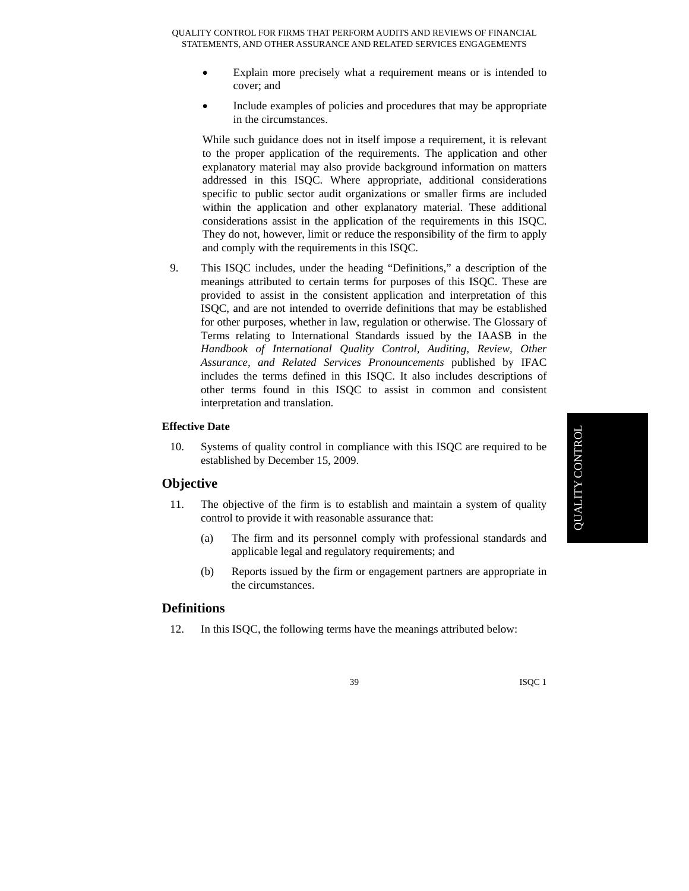- Explain more precisely what a requirement means or is intended to cover; and
- Include examples of policies and procedures that may be appropriate in the circumstances.

While such guidance does not in itself impose a requirement, it is relevant to the proper application of the requirements. The application and other explanatory material may also provide background information on matters addressed in this ISQC. Where appropriate, additional considerations specific to public sector audit organizations or smaller firms are included within the application and other explanatory material. These additional considerations assist in the application of the requirements in this ISQC. They do not, however, limit or reduce the responsibility of the firm to apply and comply with the requirements in this ISQC.

9. This ISQC includes, under the heading "Definitions," a description of the meanings attributed to certain terms for purposes of this ISQC. These are provided to assist in the consistent application and interpretation of this ISQC, and are not intended to override definitions that may be established for other purposes, whether in law, regulation or otherwise. The Glossary of Terms relating to International Standards issued by the IAASB in the *Handbook of International Quality Control, Auditing, Review, Other Assurance, and Related Services Pronouncements* published by IFAC includes the terms defined in this ISQC. It also includes descriptions of other terms found in this ISQC to assist in common and consistent interpretation and translation.

**Effective Date**

10. Systems of quality control in compliance with this ISQC are required to be established by December 15, 2009.

## Objective

11. The objective of the firm is to establish and maintain a system of quality control to provide it with reasonable assurance that:

    (a) The firm and its personnel comply with professional standards and applicable legal and regulatory requirements; and

    (b) Reports issued by the firm or engagement partners are appropriate in the circumstances.

## Definitions

12. In this ISQC, the following terms have the meanings attributed below: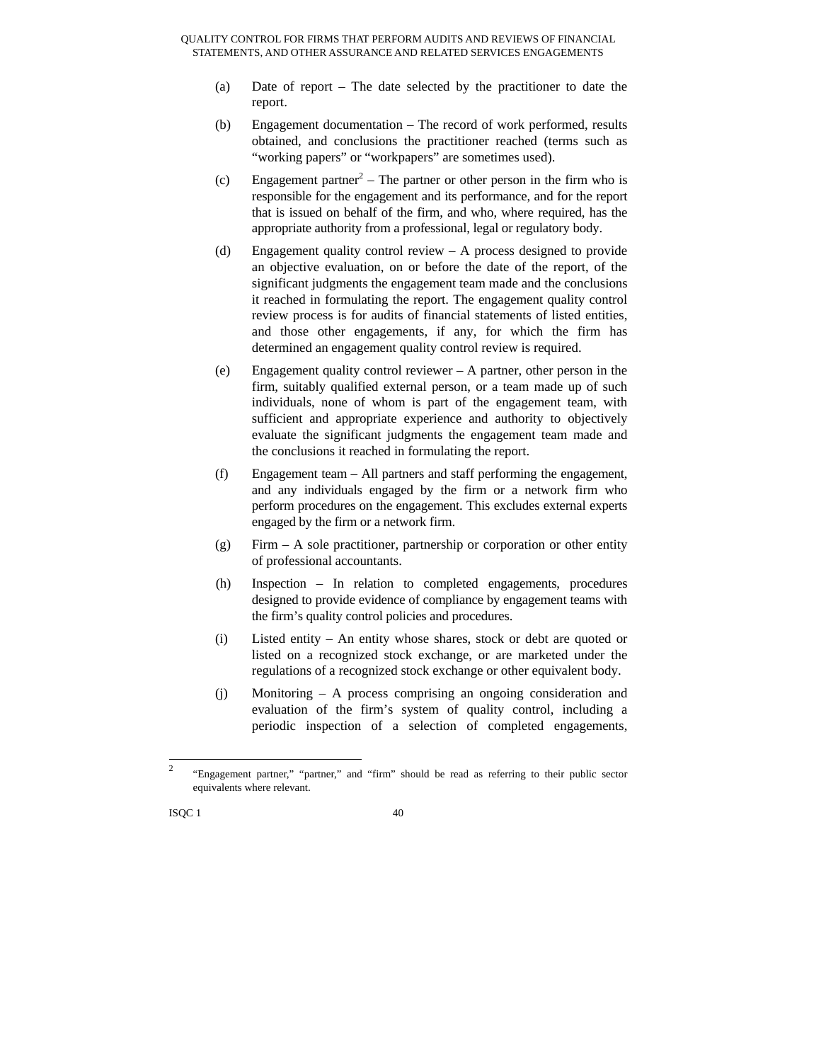(a) Date of report – The date selected by the practitioner to date the report.

(b) Engagement documentation – The record of work performed, results obtained, and conclusions the practitioner reached (terms such as "working papers" or "workpapers" are sometimes used).

(c) Engagement partner[2] – The partner or other person in the firm who is responsible for the engagement and its performance, and for the report that is issued on behalf of the firm, and who, where required, has the appropriate authority from a professional, legal or regulatory body.

(d) Engagement quality control review – A process designed to provide an objective evaluation, on or before the date of the report, of the significant judgments the engagement team made and the conclusions it reached in formulating the report. The engagement quality control review process is for audits of financial statements of listed entities, and those other engagements, if any, for which the firm has determined an engagement quality control review is required.

(e) Engagement quality control reviewer – A partner, other person in the firm, suitably qualified external person, or a team made up of such individuals, none of whom is part of the engagement team, with sufficient and appropriate experience and authority to objectively evaluate the significant judgments the engagement team made and the conclusions it reached in formulating the report.

(f) Engagement team – All partners and staff performing the engagement, and any individuals engaged by the firm or a network firm who perform procedures on the engagement. This excludes external experts engaged by the firm or a network firm.

(g) Firm – A sole practitioner, partnership or corporation or other entity of professional accountants.

(h) Inspection – In relation to completed engagements, procedures designed to provide evidence of compliance by engagement teams with the firm's quality control policies and procedures.

(i) Listed entity – An entity whose shares, stock or debt are quoted or listed on a recognized stock exchange, or are marketed under the regulations of a recognized stock exchange or other equivalent body.

(j) Monitoring – A process comprising an ongoing consideration and evaluation of the firm's system of quality control, including a periodic inspection of a selection of completed engagements,

---

[2] "Engagement partner," "partner," and "firm" should be read as referring to their public sector equivalents where relevant.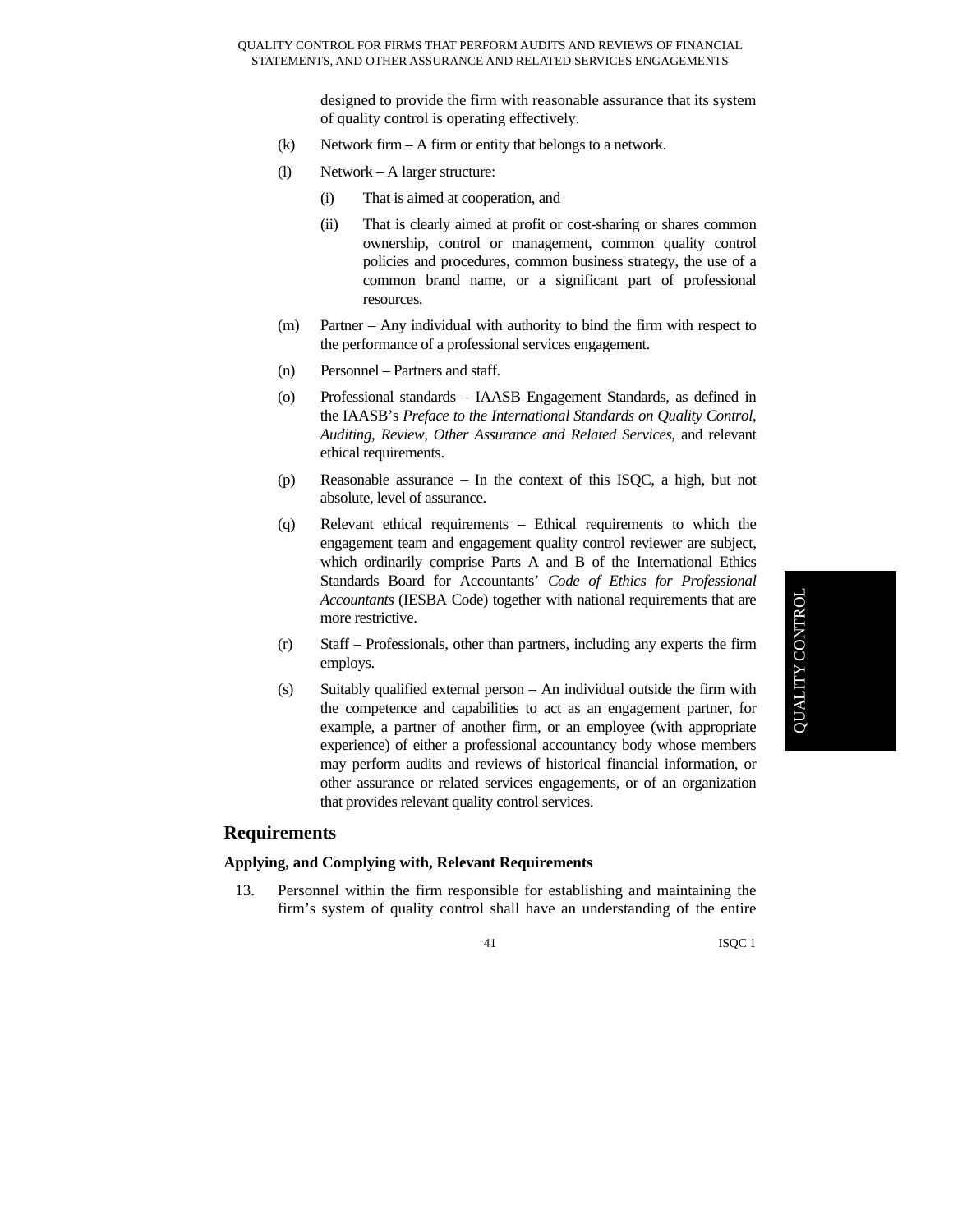designed to provide the firm with reasonable assurance that its system of quality control is operating effectively.

(k) Network firm – A firm or entity that belongs to a network.

(l) Network – A larger structure:

  (i) That is aimed at cooperation, and

  (ii) That is clearly aimed at profit or cost-sharing or shares common ownership, control or management, common quality control policies and procedures, common business strategy, the use of a common brand name, or a significant part of professional resources.

(m) Partner – Any individual with authority to bind the firm with respect to the performance of a professional services engagement.

(n) Personnel – Partners and staff.

(o) Professional standards – IAASB Engagement Standards, as defined in the IAASB's *Preface to the International Standards on Quality Control, Auditing, Review, Other Assurance and Related Services*, and relevant ethical requirements.

(p) Reasonable assurance – In the context of this ISQC, a high, but not absolute, level of assurance.

(q) Relevant ethical requirements – Ethical requirements to which the engagement team and engagement quality control reviewer are subject, which ordinarily comprise Parts A and B of the International Ethics Standards Board for Accountants' *Code of Ethics for Professional Accountants* (IESBA Code) together with national requirements that are more restrictive.

(r) Staff – Professionals, other than partners, including any experts the firm employs.

(s) Suitably qualified external person – An individual outside the firm with the competence and capabilities to act as an engagement partner, for example, a partner of another firm, or an employee (with appropriate experience) of either a professional accountancy body whose members may perform audits and reviews of historical financial information, or other assurance or related services engagements, or of an organization that provides relevant quality control services.

## Requirements

### Applying, and Complying with, Relevant Requirements

13. Personnel within the firm responsible for establishing and maintaining the firm's system of quality control shall have an understanding of the entire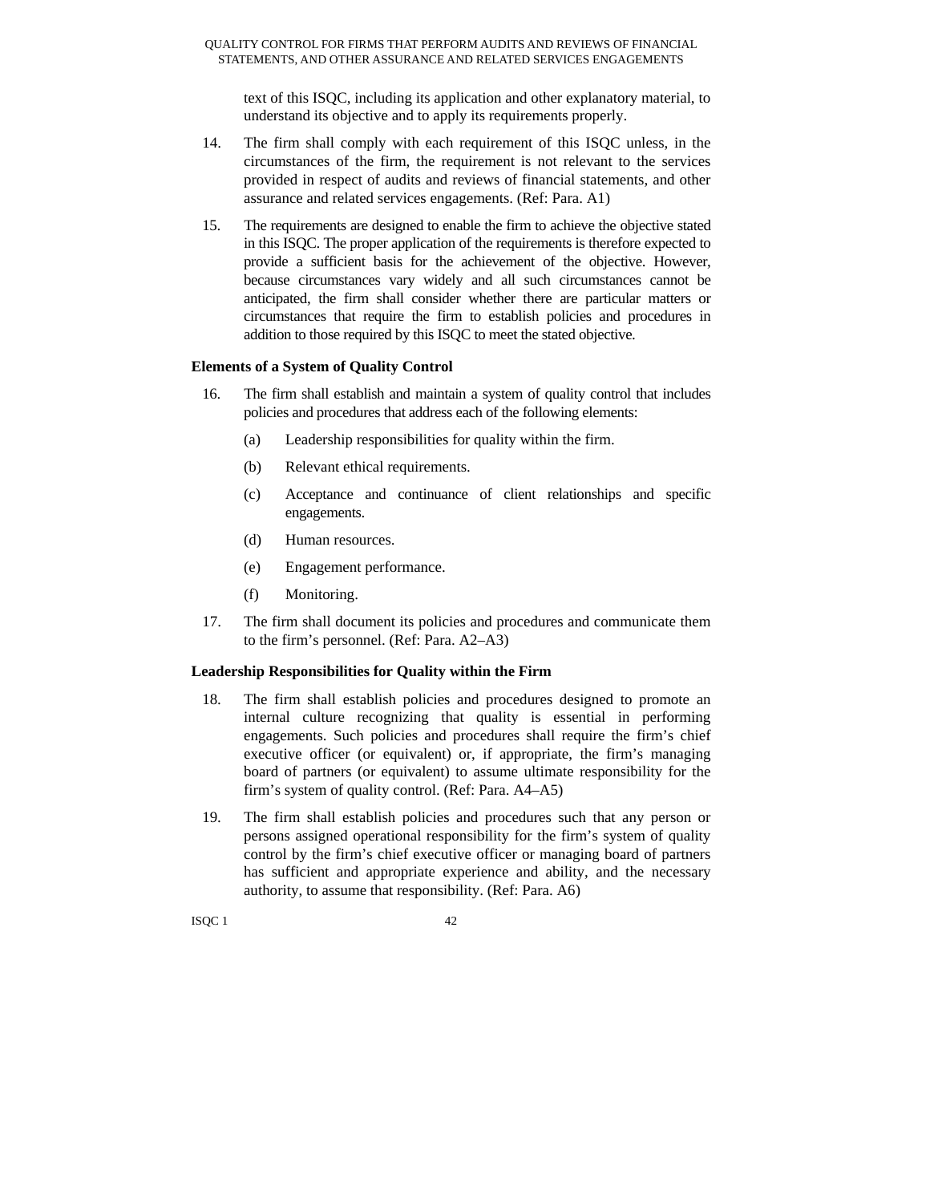text of this ISQC, including its application and other explanatory material, to understand its objective and to apply its requirements properly.

14. The firm shall comply with each requirement of this ISQC unless, in the circumstances of the firm, the requirement is not relevant to the services provided in respect of audits and reviews of financial statements, and other assurance and related services engagements. (Ref: Para. A1)

15. The requirements are designed to enable the firm to achieve the objective stated in this ISQC. The proper application of the requirements is therefore expected to provide a sufficient basis for the achievement of the objective. However, because circumstances vary widely and all such circumstances cannot be anticipated, the firm shall consider whether there are particular matters or circumstances that require the firm to establish policies and procedures in addition to those required by this ISQC to meet the stated objective.

### Elements of a System of Quality Control

16. The firm shall establish and maintain a system of quality control that includes policies and procedures that address each of the following elements:

    (a) Leadership responsibilities for quality within the firm.

    (b) Relevant ethical requirements.

    (c) Acceptance and continuance of client relationships and specific engagements.

    (d) Human resources.

    (e) Engagement performance.

    (f) Monitoring.

17. The firm shall document its policies and procedures and communicate them to the firm's personnel. (Ref: Para. A2–A3)

### Leadership Responsibilities for Quality within the Firm

18. The firm shall establish policies and procedures designed to promote an internal culture recognizing that quality is essential in performing engagements. Such policies and procedures shall require the firm's chief executive officer (or equivalent) or, if appropriate, the firm's managing board of partners (or equivalent) to assume ultimate responsibility for the firm's system of quality control. (Ref: Para. A4–A5)

19. The firm shall establish policies and procedures such that any person or persons assigned operational responsibility for the firm's system of quality control by the firm's chief executive officer or managing board of partners has sufficient and appropriate experience and ability, and the necessary authority, to assume that responsibility. (Ref: Para. A6)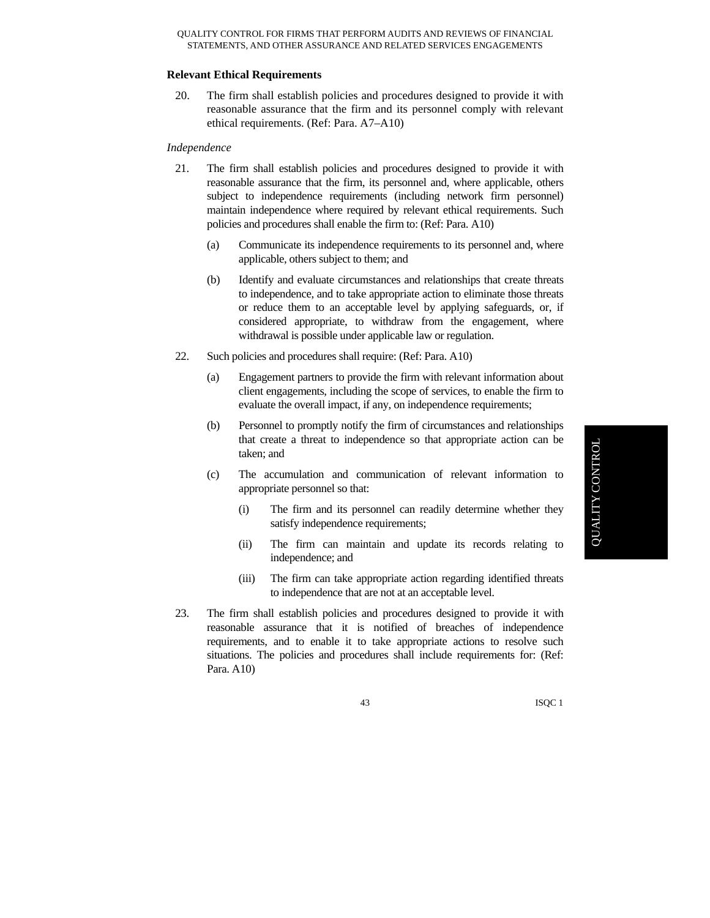### Relevant Ethical Requirements

20. The firm shall establish policies and procedures designed to provide it with reasonable assurance that the firm and its personnel comply with relevant ethical requirements. (Ref: Para. A7–A10)

*Independence*

21. The firm shall establish policies and procedures designed to provide it with reasonable assurance that the firm, its personnel and, where applicable, others subject to independence requirements (including network firm personnel) maintain independence where required by relevant ethical requirements. Such policies and procedures shall enable the firm to: (Ref: Para. A10)

    (a) Communicate its independence requirements to its personnel and, where applicable, others subject to them; and

    (b) Identify and evaluate circumstances and relationships that create threats to independence, and to take appropriate action to eliminate those threats or reduce them to an acceptable level by applying safeguards, or, if considered appropriate, to withdraw from the engagement, where withdrawal is possible under applicable law or regulation.

22. Such policies and procedures shall require: (Ref: Para. A10)

    (a) Engagement partners to provide the firm with relevant information about client engagements, including the scope of services, to enable the firm to evaluate the overall impact, if any, on independence requirements;

    (b) Personnel to promptly notify the firm of circumstances and relationships that create a threat to independence so that appropriate action can be taken; and

    (c) The accumulation and communication of relevant information to appropriate personnel so that:

        (i) The firm and its personnel can readily determine whether they satisfy independence requirements;

        (ii) The firm can maintain and update its records relating to independence; and

        (iii) The firm can take appropriate action regarding identified threats to independence that are not at an acceptable level.

23. The firm shall establish policies and procedures designed to provide it with reasonable assurance that it is notified of breaches of independence requirements, and to enable it to take appropriate actions to resolve such situations. The policies and procedures shall include requirements for: (Ref: Para. A10)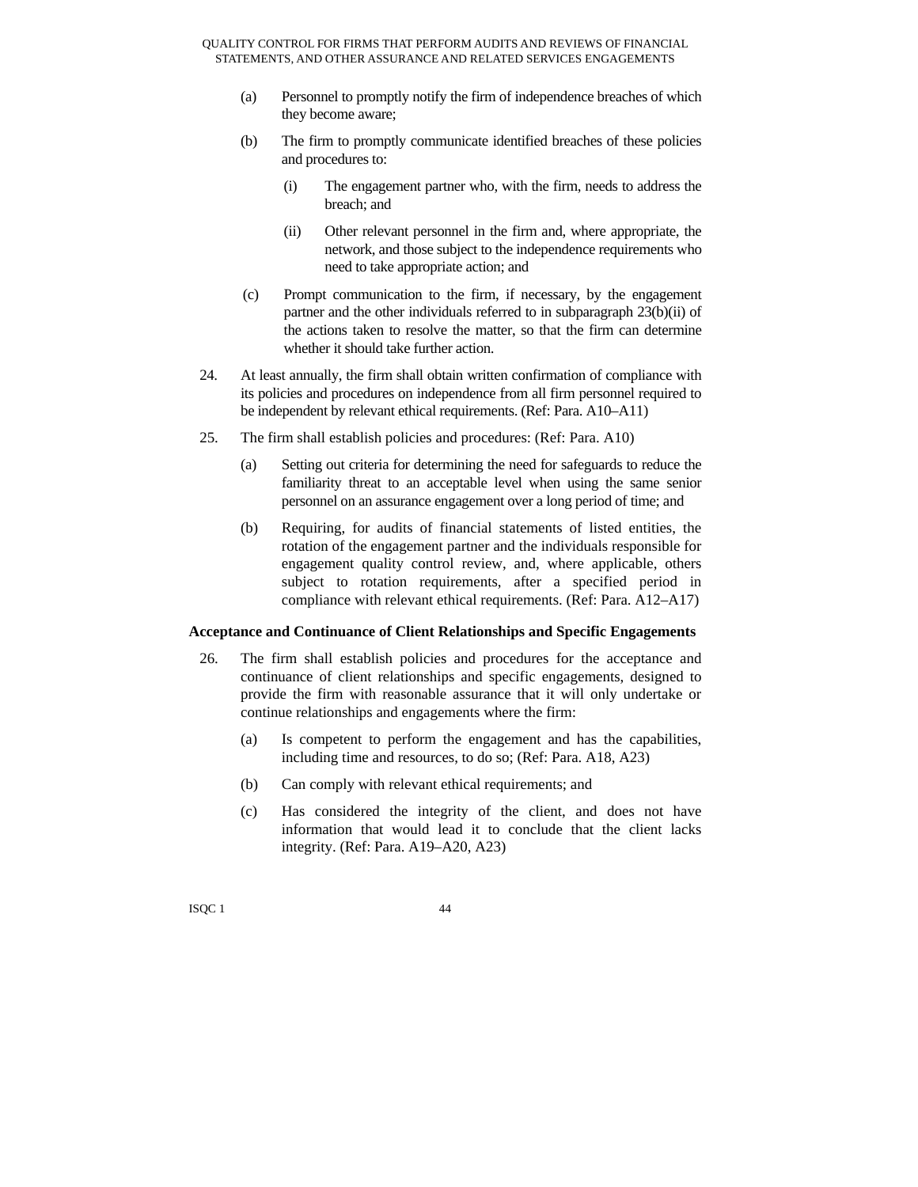(a) Personnel to promptly notify the firm of independence breaches of which they become aware;

(b) The firm to promptly communicate identified breaches of these policies and procedures to:

  (i) The engagement partner who, with the firm, needs to address the breach; and

  (ii) Other relevant personnel in the firm and, where appropriate, the network, and those subject to the independence requirements who need to take appropriate action; and

(c) Prompt communication to the firm, if necessary, by the engagement partner and the other individuals referred to in subparagraph 23(b)(ii) of the actions taken to resolve the matter, so that the firm can determine whether it should take further action.

24. At least annually, the firm shall obtain written confirmation of compliance with its policies and procedures on independence from all firm personnel required to be independent by relevant ethical requirements. (Ref: Para. A10–A11)

25. The firm shall establish policies and procedures: (Ref: Para. A10)

  (a) Setting out criteria for determining the need for safeguards to reduce the familiarity threat to an acceptable level when using the same senior personnel on an assurance engagement over a long period of time; and

  (b) Requiring, for audits of financial statements of listed entities, the rotation of the engagement partner and the individuals responsible for engagement quality control review, and, where applicable, others subject to rotation requirements, after a specified period in compliance with relevant ethical requirements. (Ref: Para. A12–A17)

**Acceptance and Continuance of Client Relationships and Specific Engagements**

26. The firm shall establish policies and procedures for the acceptance and continuance of client relationships and specific engagements, designed to provide the firm with reasonable assurance that it will only undertake or continue relationships and engagements where the firm:

  (a) Is competent to perform the engagement and has the capabilities, including time and resources, to do so; (Ref: Para. A18, A23)

  (b) Can comply with relevant ethical requirements; and

  (c) Has considered the integrity of the client, and does not have information that would lead it to conclude that the client lacks integrity. (Ref: Para. A19–A20, A23)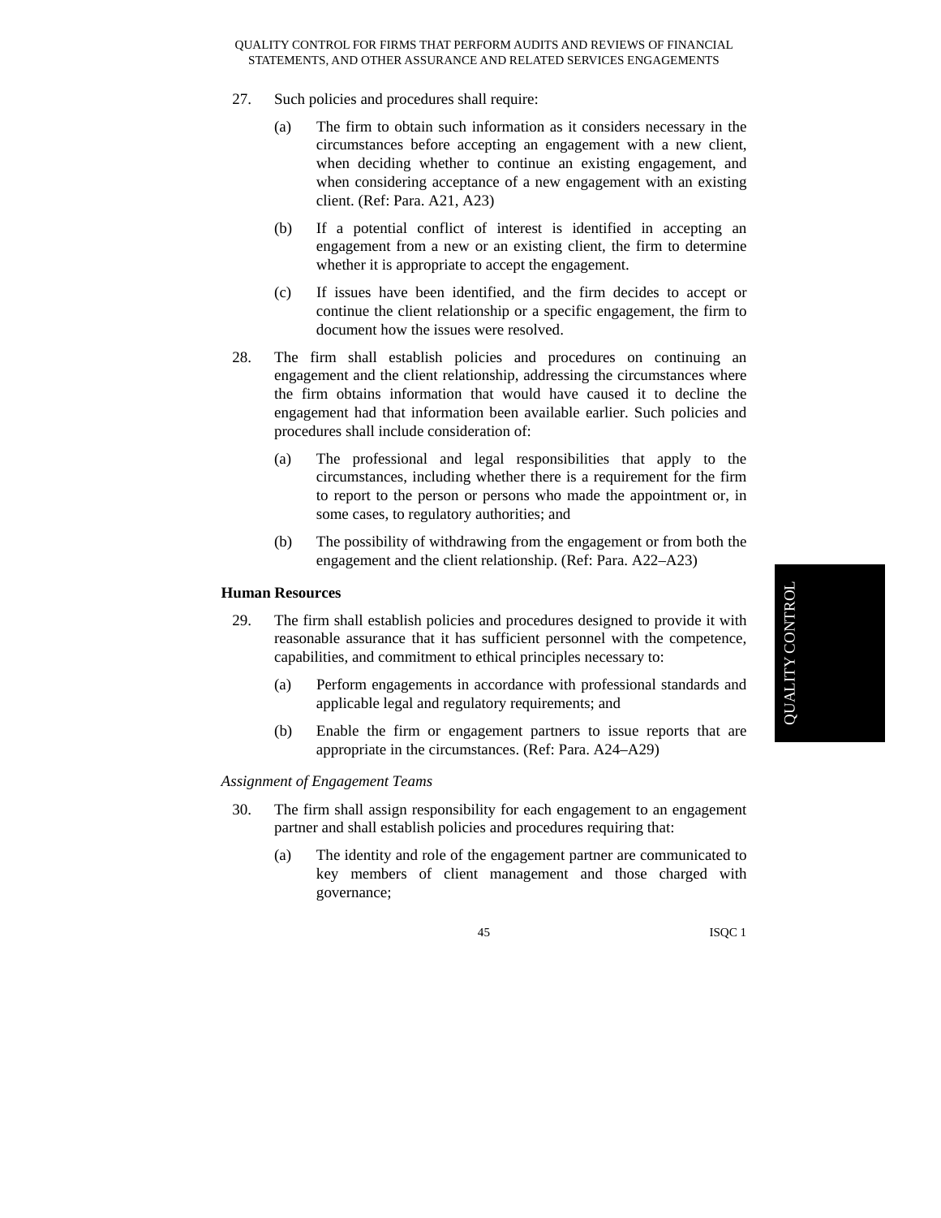27. Such policies and procedures shall require:

    (a) The firm to obtain such information as it considers necessary in the circumstances before accepting an engagement with a new client, when deciding whether to continue an existing engagement, and when considering acceptance of a new engagement with an existing client. (Ref: Para. A21, A23)

    (b) If a potential conflict of interest is identified in accepting an engagement from a new or an existing client, the firm to determine whether it is appropriate to accept the engagement.

    (c) If issues have been identified, and the firm decides to accept or continue the client relationship or a specific engagement, the firm to document how the issues were resolved.

28. The firm shall establish policies and procedures on continuing an engagement and the client relationship, addressing the circumstances where the firm obtains information that would have caused it to decline the engagement had that information been available earlier. Such policies and procedures shall include consideration of:

    (a) The professional and legal responsibilities that apply to the circumstances, including whether there is a requirement for the firm to report to the person or persons who made the appointment or, in some cases, to regulatory authorities; and

    (b) The possibility of withdrawing from the engagement or from both the engagement and the client relationship. (Ref: Para. A22–A23)

**Human Resources**

29. The firm shall establish policies and procedures designed to provide it with reasonable assurance that it has sufficient personnel with the competence, capabilities, and commitment to ethical principles necessary to:

    (a) Perform engagements in accordance with professional standards and applicable legal and regulatory requirements; and

    (b) Enable the firm or engagement partners to issue reports that are appropriate in the circumstances. (Ref: Para. A24–A29)

*Assignment of Engagement Teams*

30. The firm shall assign responsibility for each engagement to an engagement partner and shall establish policies and procedures requiring that:

    (a) The identity and role of the engagement partner are communicated to key members of client management and those charged with governance;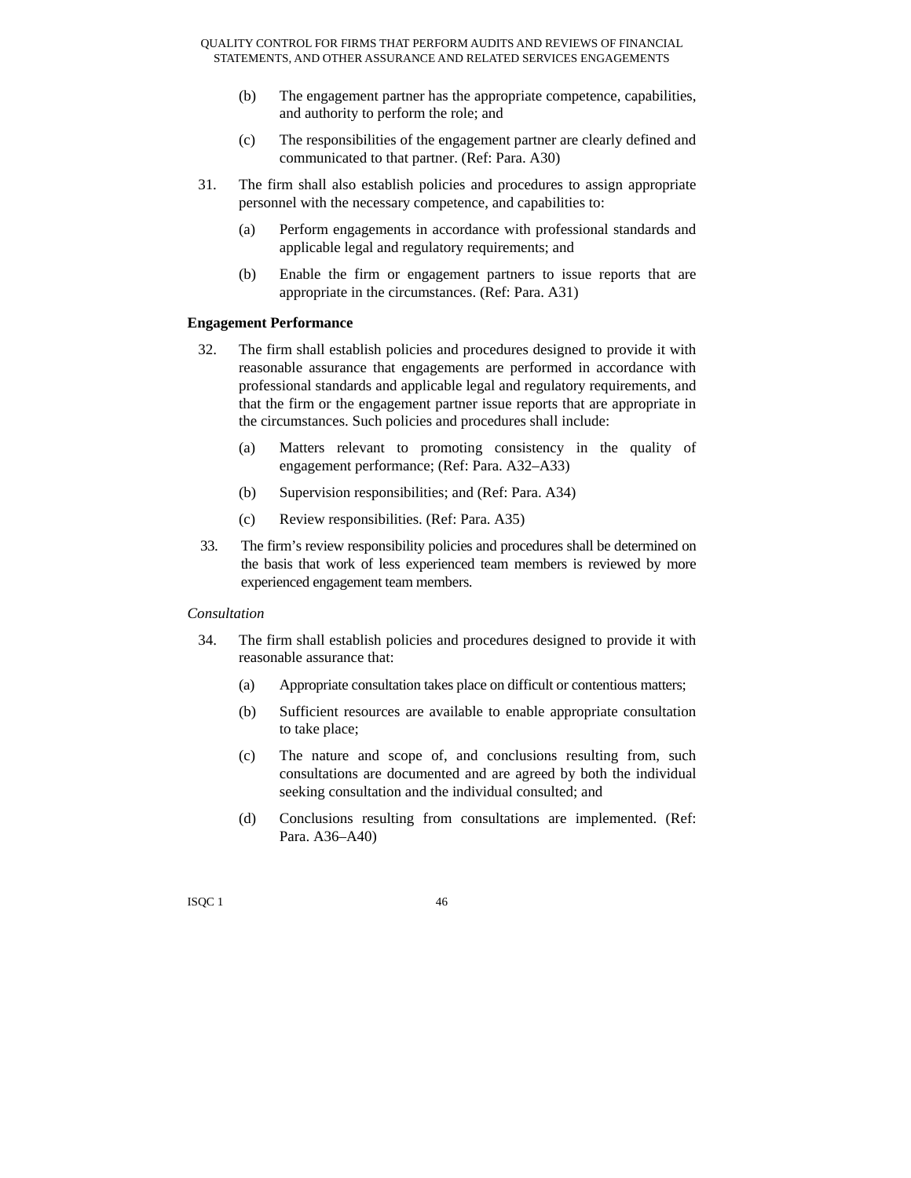(b) The engagement partner has the appropriate competence, capabilities, and authority to perform the role; and

(c) The responsibilities of the engagement partner are clearly defined and communicated to that partner. (Ref: Para. A30)

31. The firm shall also establish policies and procedures to assign appropriate personnel with the necessary competence, and capabilities to:

    (a) Perform engagements in accordance with professional standards and applicable legal and regulatory requirements; and

    (b) Enable the firm or engagement partners to issue reports that are appropriate in the circumstances. (Ref: Para. A31)

**Engagement Performance**

32. The firm shall establish policies and procedures designed to provide it with reasonable assurance that engagements are performed in accordance with professional standards and applicable legal and regulatory requirements, and that the firm or the engagement partner issue reports that are appropriate in the circumstances. Such policies and procedures shall include:

    (a) Matters relevant to promoting consistency in the quality of engagement performance; (Ref: Para. A32–A33)

    (b) Supervision responsibilities; and (Ref: Para. A34)

    (c) Review responsibilities. (Ref: Para. A35)

33. The firm's review responsibility policies and procedures shall be determined on the basis that work of less experienced team members is reviewed by more experienced engagement team members.

*Consultation*

34. The firm shall establish policies and procedures designed to provide it with reasonable assurance that:

    (a) Appropriate consultation takes place on difficult or contentious matters;

    (b) Sufficient resources are available to enable appropriate consultation to take place;

    (c) The nature and scope of, and conclusions resulting from, such consultations are documented and are agreed by both the individual seeking consultation and the individual consulted; and

    (d) Conclusions resulting from consultations are implemented. (Ref: Para. A36–A40)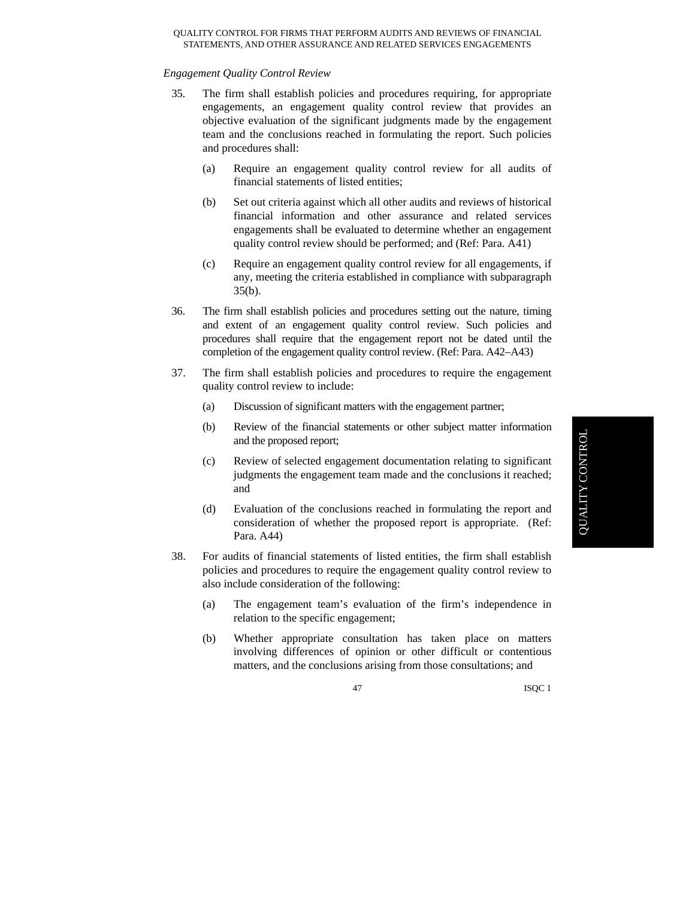*Engagement Quality Control Review*

35. The firm shall establish policies and procedures requiring, for appropriate engagements, an engagement quality control review that provides an objective evaluation of the significant judgments made by the engagement team and the conclusions reached in formulating the report. Such policies and procedures shall:

    (a) Require an engagement quality control review for all audits of financial statements of listed entities;

    (b) Set out criteria against which all other audits and reviews of historical financial information and other assurance and related services engagements shall be evaluated to determine whether an engagement quality control review should be performed; and (Ref: Para. A41)

    (c) Require an engagement quality control review for all engagements, if any, meeting the criteria established in compliance with subparagraph 35(b).

36. The firm shall establish policies and procedures setting out the nature, timing and extent of an engagement quality control review. Such policies and procedures shall require that the engagement report not be dated until the completion of the engagement quality control review. (Ref: Para. A42–A43)

37. The firm shall establish policies and procedures to require the engagement quality control review to include:

    (a) Discussion of significant matters with the engagement partner;

    (b) Review of the financial statements or other subject matter information and the proposed report;

    (c) Review of selected engagement documentation relating to significant judgments the engagement team made and the conclusions it reached; and

    (d) Evaluation of the conclusions reached in formulating the report and consideration of whether the proposed report is appropriate. (Ref: Para. A44)

38. For audits of financial statements of listed entities, the firm shall establish policies and procedures to require the engagement quality control review to also include consideration of the following:

    (a) The engagement team's evaluation of the firm's independence in relation to the specific engagement;

    (b) Whether appropriate consultation has taken place on matters involving differences of opinion or other difficult or contentious matters, and the conclusions arising from those consultations; and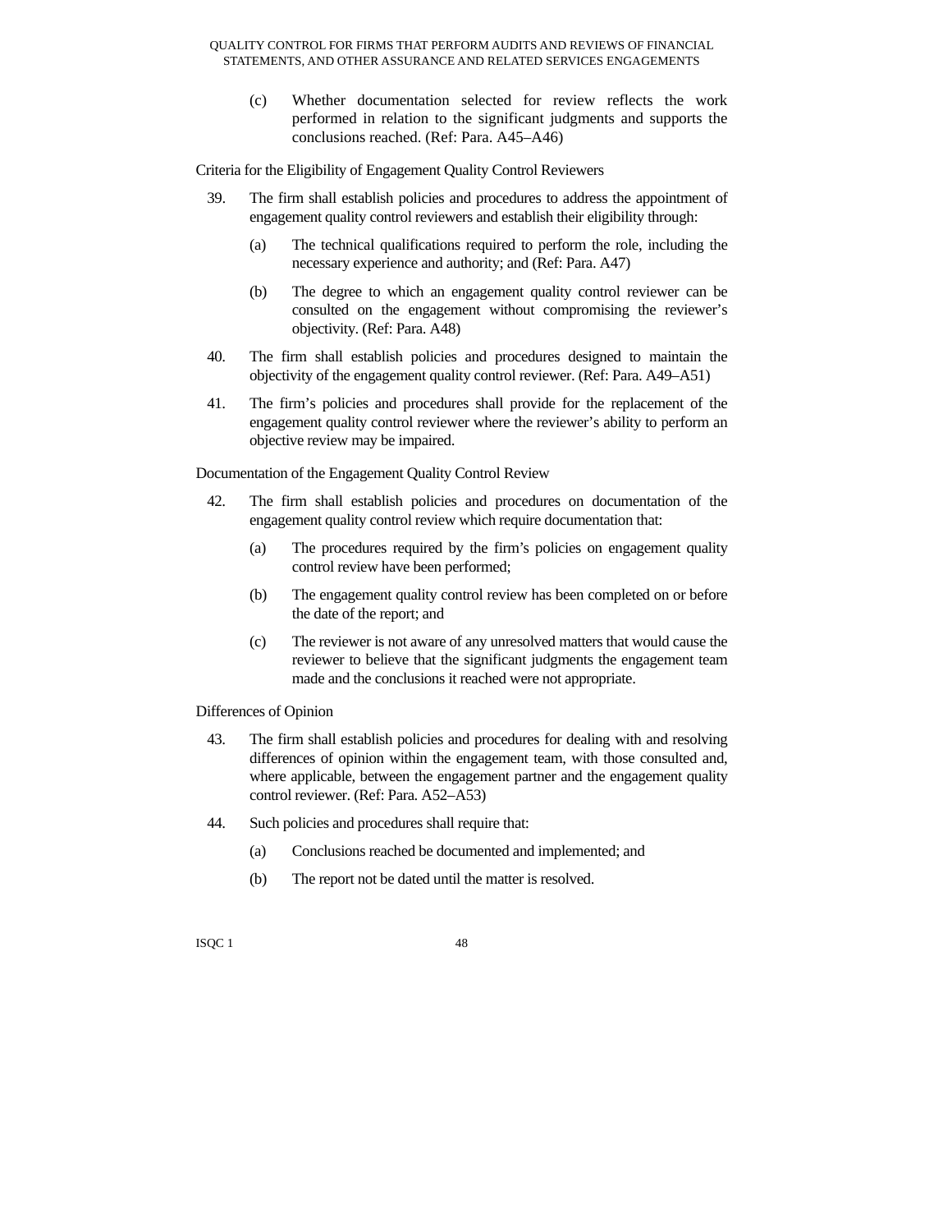(c) Whether documentation selected for review reflects the work performed in relation to the significant judgments and supports the conclusions reached. (Ref: Para. A45–A46)

Criteria for the Eligibility of Engagement Quality Control Reviewers

39. The firm shall establish policies and procedures to address the appointment of engagement quality control reviewers and establish their eligibility through:

    (a) The technical qualifications required to perform the role, including the necessary experience and authority; and (Ref: Para. A47)

    (b) The degree to which an engagement quality control reviewer can be consulted on the engagement without compromising the reviewer's objectivity. (Ref: Para. A48)

40. The firm shall establish policies and procedures designed to maintain the objectivity of the engagement quality control reviewer. (Ref: Para. A49–A51)

41. The firm's policies and procedures shall provide for the replacement of the engagement quality control reviewer where the reviewer's ability to perform an objective review may be impaired.

Documentation of the Engagement Quality Control Review

42. The firm shall establish policies and procedures on documentation of the engagement quality control review which require documentation that:

    (a) The procedures required by the firm's policies on engagement quality control review have been performed;

    (b) The engagement quality control review has been completed on or before the date of the report; and

    (c) The reviewer is not aware of any unresolved matters that would cause the reviewer to believe that the significant judgments the engagement team made and the conclusions it reached were not appropriate.

Differences of Opinion

43. The firm shall establish policies and procedures for dealing with and resolving differences of opinion within the engagement team, with those consulted and, where applicable, between the engagement partner and the engagement quality control reviewer. (Ref: Para. A52–A53)

44. Such policies and procedures shall require that:

    (a) Conclusions reached be documented and implemented; and

    (b) The report not be dated until the matter is resolved.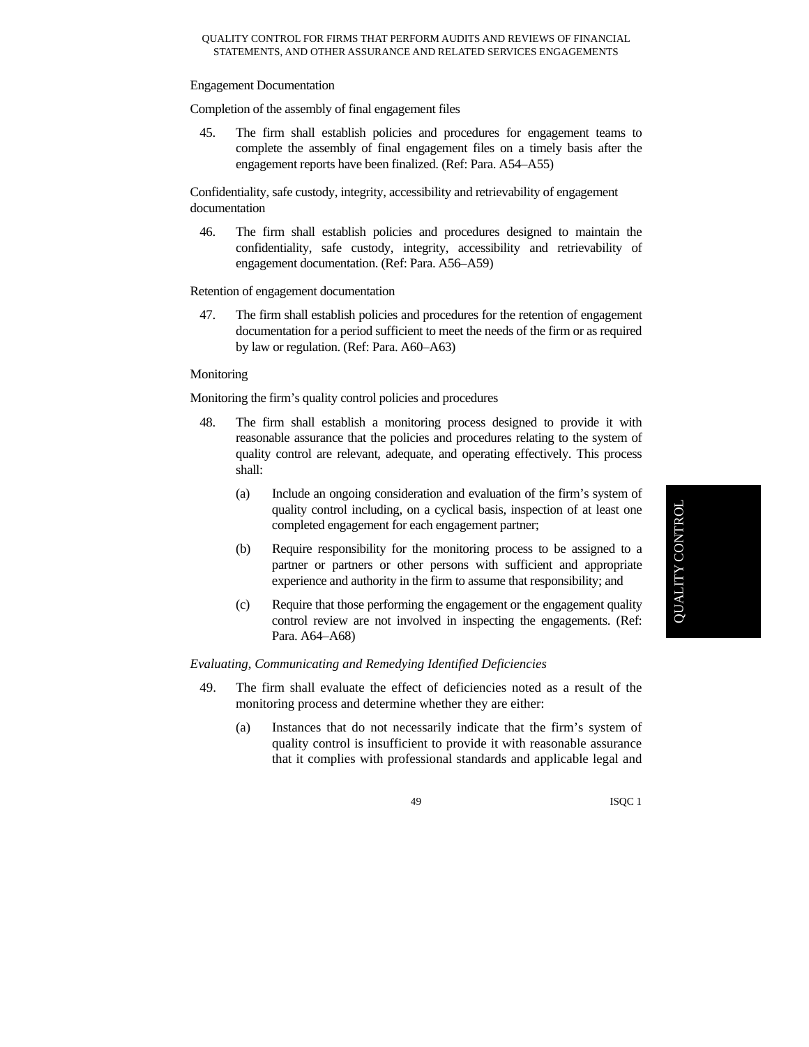### Engagement Documentation

#### Completion of the assembly of final engagement files

45. The firm shall establish policies and procedures for engagement teams to complete the assembly of final engagement files on a timely basis after the engagement reports have been finalized. (Ref: Para. A54–A55)

#### Confidentiality, safe custody, integrity, accessibility and retrievability of engagement documentation

46. The firm shall establish policies and procedures designed to maintain the confidentiality, safe custody, integrity, accessibility and retrievability of engagement documentation. (Ref: Para. A56–A59)

#### Retention of engagement documentation

47. The firm shall establish policies and procedures for the retention of engagement documentation for a period sufficient to meet the needs of the firm or as required by law or regulation. (Ref: Para. A60–A63)

### Monitoring

#### Monitoring the firm's quality control policies and procedures

48. The firm shall establish a monitoring process designed to provide it with reasonable assurance that the policies and procedures relating to the system of quality control are relevant, adequate, and operating effectively. This process shall:

    (a) Include an ongoing consideration and evaluation of the firm's system of quality control including, on a cyclical basis, inspection of at least one completed engagement for each engagement partner;

    (b) Require responsibility for the monitoring process to be assigned to a partner or partners or other persons with sufficient and appropriate experience and authority in the firm to assume that responsibility; and

    (c) Require that those performing the engagement or the engagement quality control review are not involved in inspecting the engagements. (Ref: Para. A64–A68)

#### *Evaluating, Communicating and Remedying Identified Deficiencies*

49. The firm shall evaluate the effect of deficiencies noted as a result of the monitoring process and determine whether they are either:

    (a) Instances that do not necessarily indicate that the firm's system of quality control is insufficient to provide it with reasonable assurance that it complies with professional standards and applicable legal and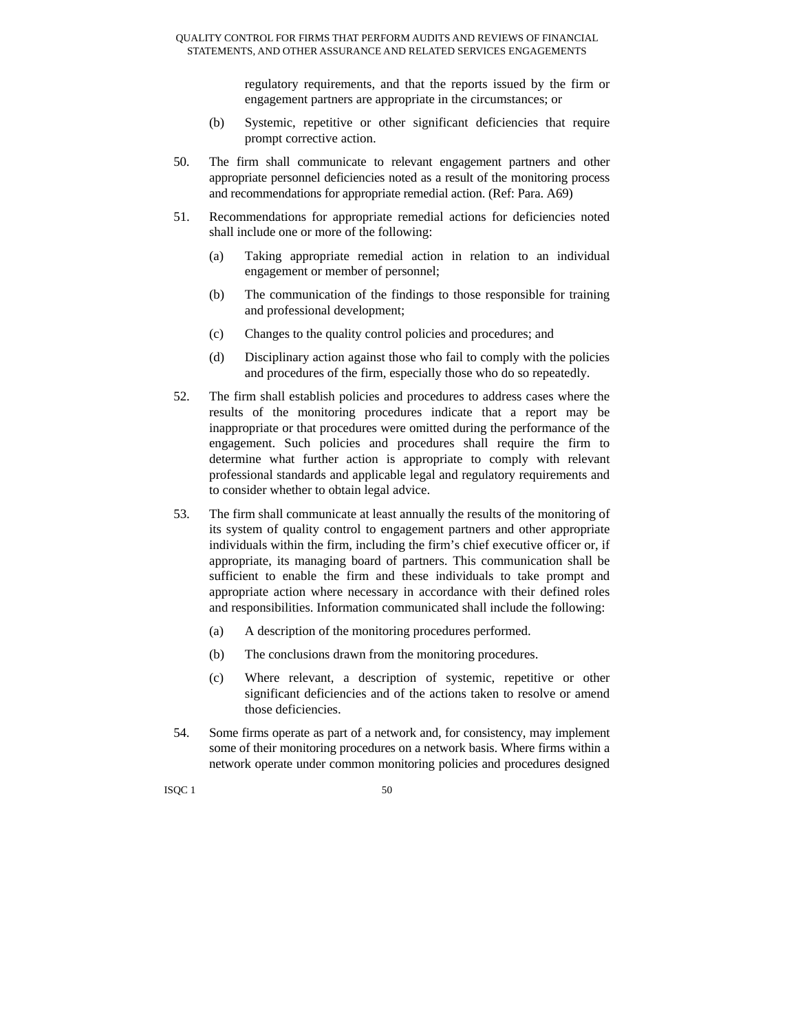regulatory requirements, and that the reports issued by the firm or engagement partners are appropriate in the circumstances; or

(b) Systemic, repetitive or other significant deficiencies that require prompt corrective action.

50. The firm shall communicate to relevant engagement partners and other appropriate personnel deficiencies noted as a result of the monitoring process and recommendations for appropriate remedial action. (Ref: Para. A69)

51. Recommendations for appropriate remedial actions for deficiencies noted shall include one or more of the following:

    (a) Taking appropriate remedial action in relation to an individual engagement or member of personnel;

    (b) The communication of the findings to those responsible for training and professional development;

    (c) Changes to the quality control policies and procedures; and

    (d) Disciplinary action against those who fail to comply with the policies and procedures of the firm, especially those who do so repeatedly.

52. The firm shall establish policies and procedures to address cases where the results of the monitoring procedures indicate that a report may be inappropriate or that procedures were omitted during the performance of the engagement. Such policies and procedures shall require the firm to determine what further action is appropriate to comply with relevant professional standards and applicable legal and regulatory requirements and to consider whether to obtain legal advice.

53. The firm shall communicate at least annually the results of the monitoring of its system of quality control to engagement partners and other appropriate individuals within the firm, including the firm's chief executive officer or, if appropriate, its managing board of partners. This communication shall be sufficient to enable the firm and these individuals to take prompt and appropriate action where necessary in accordance with their defined roles and responsibilities. Information communicated shall include the following:

    (a) A description of the monitoring procedures performed.

    (b) The conclusions drawn from the monitoring procedures.

    (c) Where relevant, a description of systemic, repetitive or other significant deficiencies and of the actions taken to resolve or amend those deficiencies.

54. Some firms operate as part of a network and, for consistency, may implement some of their monitoring procedures on a network basis. Where firms within a network operate under common monitoring policies and procedures designed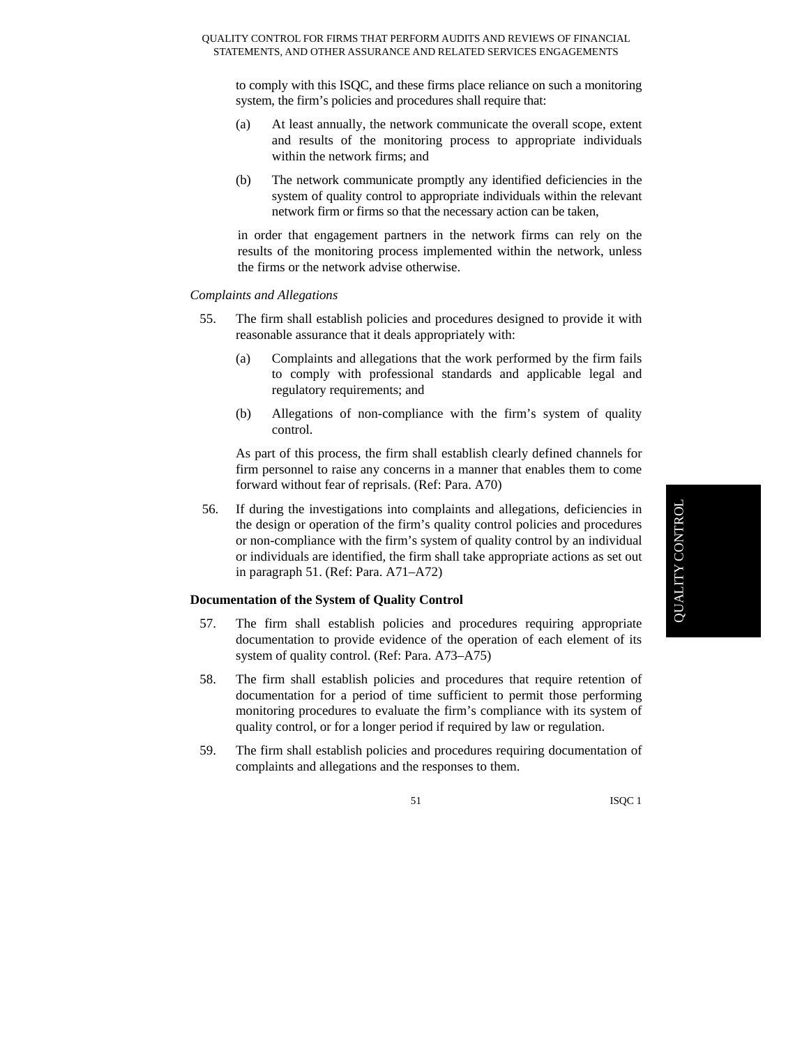to comply with this ISQC, and these firms place reliance on such a monitoring system, the firm's policies and procedures shall require that:

(a) At least annually, the network communicate the overall scope, extent and results of the monitoring process to appropriate individuals within the network firms; and

(b) The network communicate promptly any identified deficiencies in the system of quality control to appropriate individuals within the relevant network firm or firms so that the necessary action can be taken,

in order that engagement partners in the network firms can rely on the results of the monitoring process implemented within the network, unless the firms or the network advise otherwise.

*Complaints and Allegations*

55. The firm shall establish policies and procedures designed to provide it with reasonable assurance that it deals appropriately with:

 (a) Complaints and allegations that the work performed by the firm fails to comply with professional standards and applicable legal and regulatory requirements; and

 (b) Allegations of non-compliance with the firm's system of quality control.

 As part of this process, the firm shall establish clearly defined channels for firm personnel to raise any concerns in a manner that enables them to come forward without fear of reprisals. (Ref: Para. A70)

56. If during the investigations into complaints and allegations, deficiencies in the design or operation of the firm's quality control policies and procedures or non-compliance with the firm's system of quality control by an individual or individuals are identified, the firm shall take appropriate actions as set out in paragraph 51. (Ref: Para. A71–A72)

**Documentation of the System of Quality Control**

57. The firm shall establish policies and procedures requiring appropriate documentation to provide evidence of the operation of each element of its system of quality control. (Ref: Para. A73–A75)

58. The firm shall establish policies and procedures that require retention of documentation for a period of time sufficient to permit those performing monitoring procedures to evaluate the firm's compliance with its system of quality control, or for a longer period if required by law or regulation.

59. The firm shall establish policies and procedures requiring documentation of complaints and allegations and the responses to them.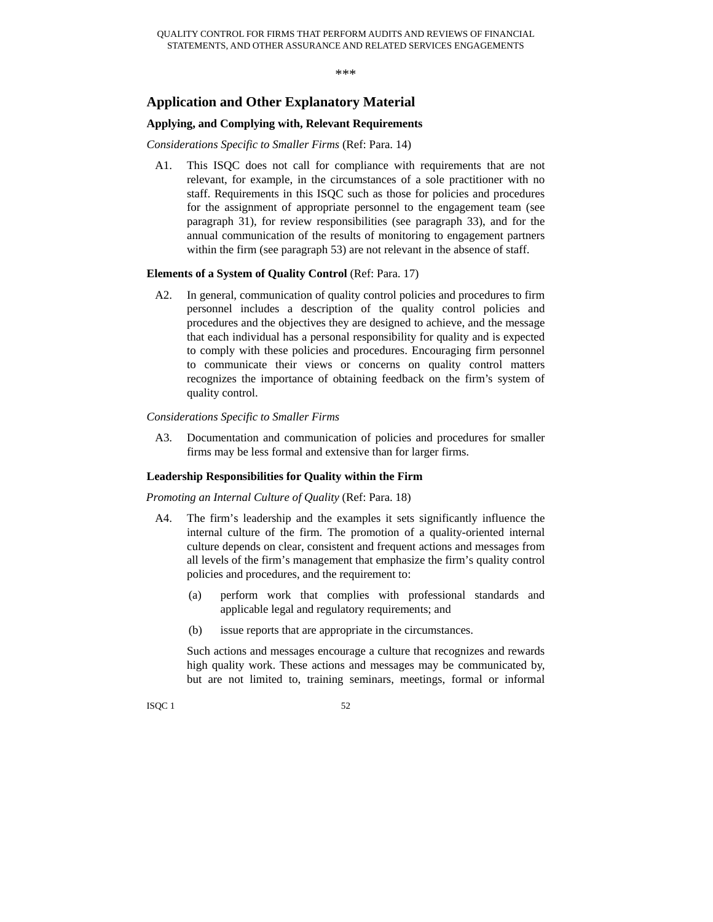\*\*\*

## Application and Other Explanatory Material

### Applying, and Complying with, Relevant Requirements

*Considerations Specific to Smaller Firms* (Ref: Para. 14)

A1. This ISQC does not call for compliance with requirements that are not relevant, for example, in the circumstances of a sole practitioner with no staff. Requirements in this ISQC such as those for policies and procedures for the assignment of appropriate personnel to the engagement team (see paragraph 31), for review responsibilities (see paragraph 33), and for the annual communication of the results of monitoring to engagement partners within the firm (see paragraph 53) are not relevant in the absence of staff.

### Elements of a System of Quality Control (Ref: Para. 17)

A2. In general, communication of quality control policies and procedures to firm personnel includes a description of the quality control policies and procedures and the objectives they are designed to achieve, and the message that each individual has a personal responsibility for quality and is expected to comply with these policies and procedures. Encouraging firm personnel to communicate their views or concerns on quality control matters recognizes the importance of obtaining feedback on the firm's system of quality control.

*Considerations Specific to Smaller Firms*

A3. Documentation and communication of policies and procedures for smaller firms may be less formal and extensive than for larger firms.

### Leadership Responsibilities for Quality within the Firm

*Promoting an Internal Culture of Quality* (Ref: Para. 18)

A4. The firm's leadership and the examples it sets significantly influence the internal culture of the firm. The promotion of a quality-oriented internal culture depends on clear, consistent and frequent actions and messages from all levels of the firm's management that emphasize the firm's quality control policies and procedures, and the requirement to:

(a) perform work that complies with professional standards and applicable legal and regulatory requirements; and

(b) issue reports that are appropriate in the circumstances.

Such actions and messages encourage a culture that recognizes and rewards high quality work. These actions and messages may be communicated by, but are not limited to, training seminars, meetings, formal or informal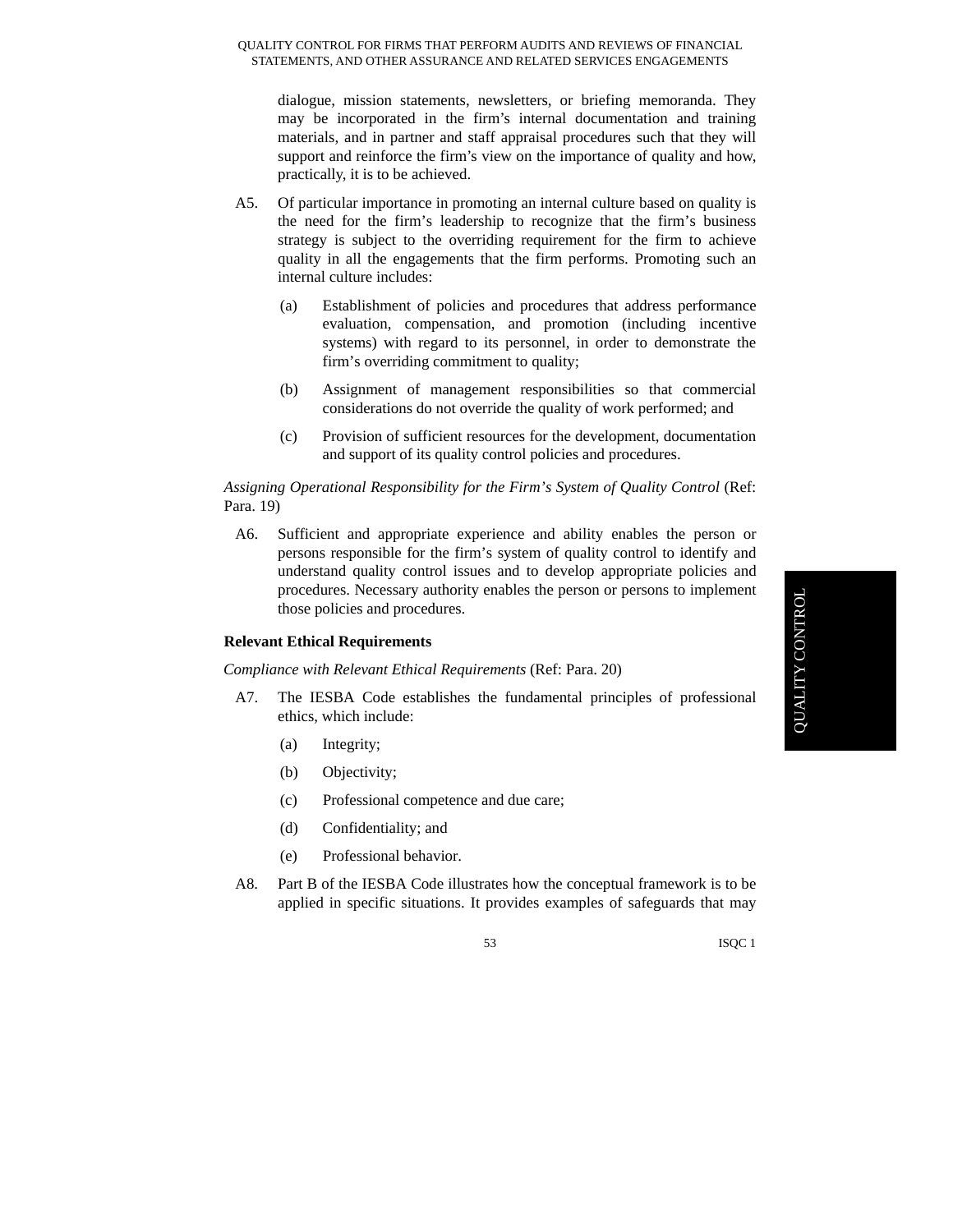dialogue, mission statements, newsletters, or briefing memoranda. They may be incorporated in the firm's internal documentation and training materials, and in partner and staff appraisal procedures such that they will support and reinforce the firm's view on the importance of quality and how, practically, it is to be achieved.

A5. Of particular importance in promoting an internal culture based on quality is the need for the firm's leadership to recognize that the firm's business strategy is subject to the overriding requirement for the firm to achieve quality in all the engagements that the firm performs. Promoting such an internal culture includes:

(a) Establishment of policies and procedures that address performance evaluation, compensation, and promotion (including incentive systems) with regard to its personnel, in order to demonstrate the firm's overriding commitment to quality;

(b) Assignment of management responsibilities so that commercial considerations do not override the quality of work performed; and

(c) Provision of sufficient resources for the development, documentation and support of its quality control policies and procedures.

*Assigning Operational Responsibility for the Firm's System of Quality Control* (Ref: Para. 19)

A6. Sufficient and appropriate experience and ability enables the person or persons responsible for the firm's system of quality control to identify and understand quality control issues and to develop appropriate policies and procedures. Necessary authority enables the person or persons to implement those policies and procedures.

**Relevant Ethical Requirements**

*Compliance with Relevant Ethical Requirements* (Ref: Para. 20)

A7. The IESBA Code establishes the fundamental principles of professional ethics, which include:

(a) Integrity;

(b) Objectivity;

(c) Professional competence and due care;

(d) Confidentiality; and

(e) Professional behavior.

A8. Part B of the IESBA Code illustrates how the conceptual framework is to be applied in specific situations. It provides examples of safeguards that may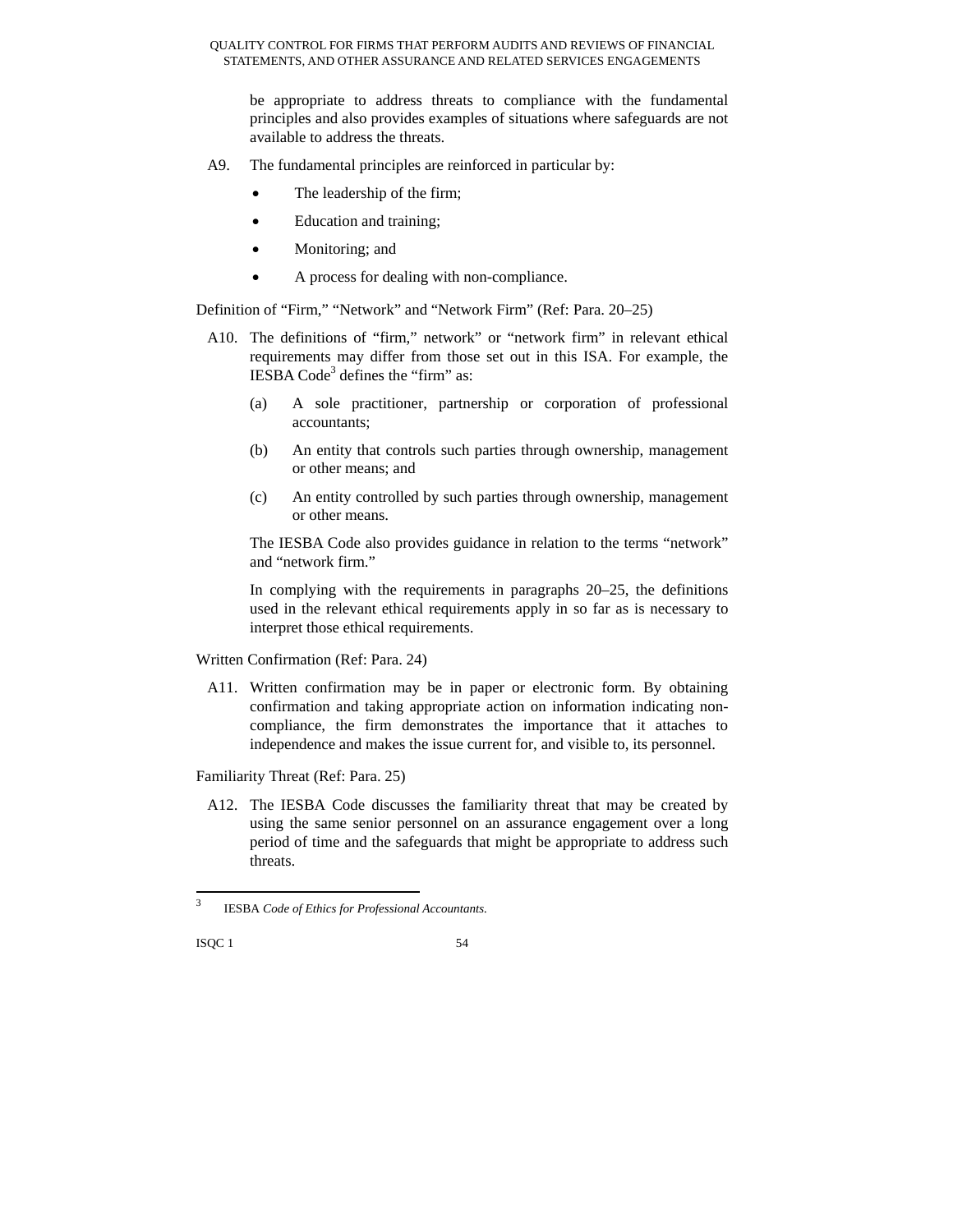be appropriate to address threats to compliance with the fundamental principles and also provides examples of situations where safeguards are not available to address the threats.

A9. The fundamental principles are reinforced in particular by:

- The leadership of the firm;
- Education and training;
- Monitoring; and
- A process for dealing with non-compliance.

Definition of "Firm," "Network" and "Network Firm" (Ref: Para. 20–25)

A10. The definitions of "firm," network" or "network firm" in relevant ethical requirements may differ from those set out in this ISA. For example, the IESBA Code[3] defines the "firm" as:

(a) A sole practitioner, partnership or corporation of professional accountants;

(b) An entity that controls such parties through ownership, management or other means; and

(c) An entity controlled by such parties through ownership, management or other means.

The IESBA Code also provides guidance in relation to the terms "network" and "network firm."

In complying with the requirements in paragraphs 20–25, the definitions used in the relevant ethical requirements apply in so far as is necessary to interpret those ethical requirements.

Written Confirmation (Ref: Para. 24)

A11. Written confirmation may be in paper or electronic form. By obtaining confirmation and taking appropriate action on information indicating non-compliance, the firm demonstrates the importance that it attaches to independence and makes the issue current for, and visible to, its personnel.

Familiarity Threat (Ref: Para. 25)

A12. The IESBA Code discusses the familiarity threat that may be created by using the same senior personnel on an assurance engagement over a long period of time and the safeguards that might be appropriate to address such threats.

[3] IESBA *Code of Ethics for Professional Accountants.*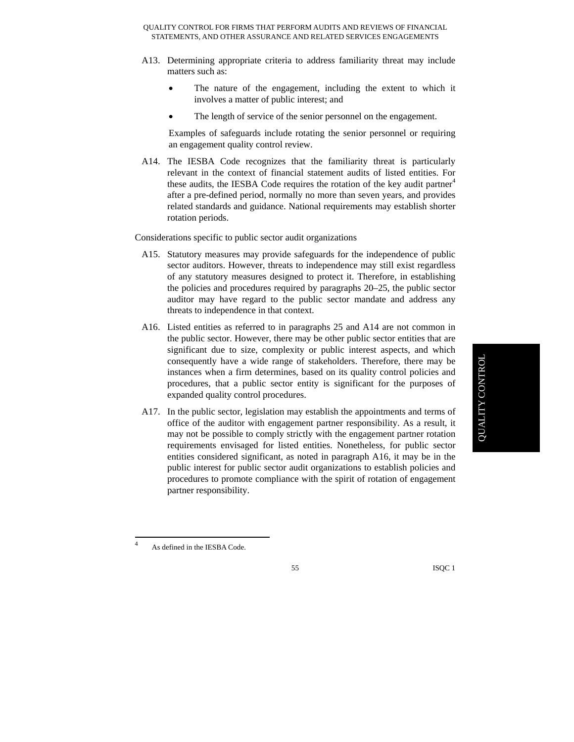A13. Determining appropriate criteria to address familiarity threat may include matters such as:

- The nature of the engagement, including the extent to which it involves a matter of public interest; and
- The length of service of the senior personnel on the engagement.

Examples of safeguards include rotating the senior personnel or requiring an engagement quality control review.

A14. The IESBA Code recognizes that the familiarity threat is particularly relevant in the context of financial statement audits of listed entities. For these audits, the IESBA Code requires the rotation of the key audit partner[4] after a pre-defined period, normally no more than seven years, and provides related standards and guidance. National requirements may establish shorter rotation periods.

Considerations specific to public sector audit organizations

A15. Statutory measures may provide safeguards for the independence of public sector auditors. However, threats to independence may still exist regardless of any statutory measures designed to protect it. Therefore, in establishing the policies and procedures required by paragraphs 20–25, the public sector auditor may have regard to the public sector mandate and address any threats to independence in that context.

A16. Listed entities as referred to in paragraphs 25 and A14 are not common in the public sector. However, there may be other public sector entities that are significant due to size, complexity or public interest aspects, and which consequently have a wide range of stakeholders. Therefore, there may be instances when a firm determines, based on its quality control policies and procedures, that a public sector entity is significant for the purposes of expanded quality control procedures.

A17. In the public sector, legislation may establish the appointments and terms of office of the auditor with engagement partner responsibility. As a result, it may not be possible to comply strictly with the engagement partner rotation requirements envisaged for listed entities. Nonetheless, for public sector entities considered significant, as noted in paragraph A16, it may be in the public interest for public sector audit organizations to establish policies and procedures to promote compliance with the spirit of rotation of engagement partner responsibility.

[4] As defined in the IESBA Code.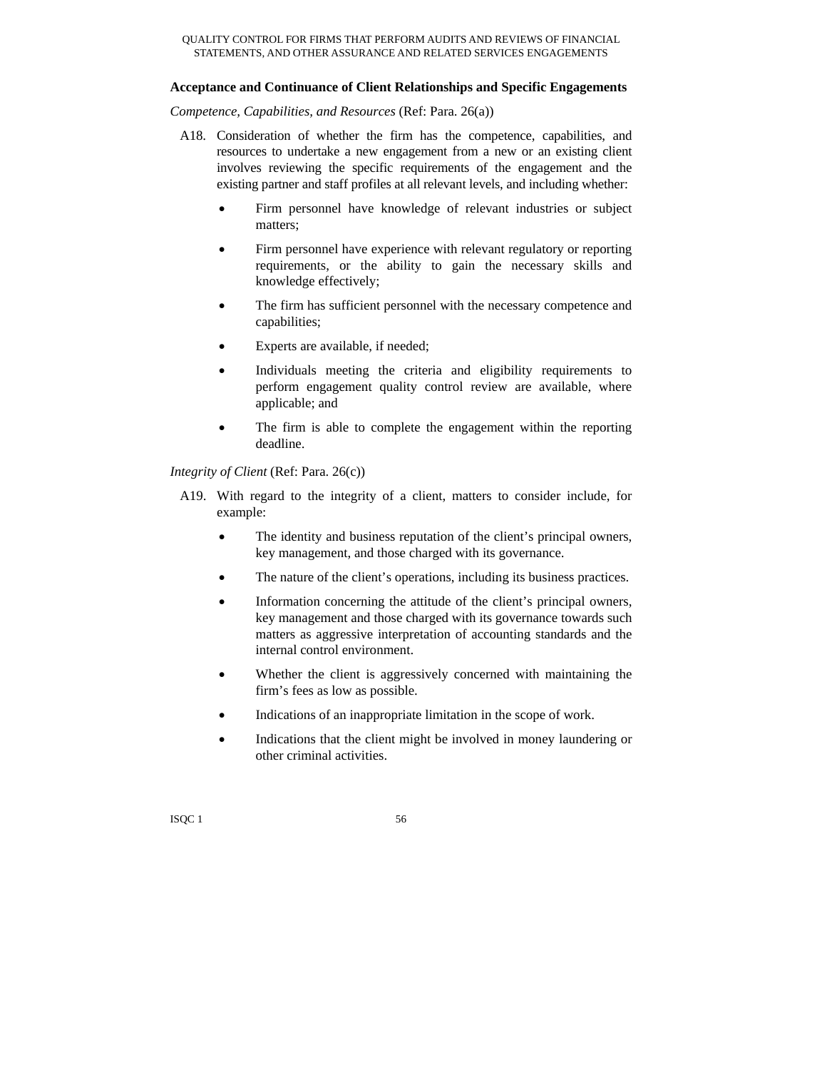## Acceptance and Continuance of Client Relationships and Specific Engagements

*Competence, Capabilities, and Resources* (Ref: Para. 26(a))

A18. Consideration of whether the firm has the competence, capabilities, and resources to undertake a new engagement from a new or an existing client involves reviewing the specific requirements of the engagement and the existing partner and staff profiles at all relevant levels, and including whether:

- Firm personnel have knowledge of relevant industries or subject matters;
- Firm personnel have experience with relevant regulatory or reporting requirements, or the ability to gain the necessary skills and knowledge effectively;
- The firm has sufficient personnel with the necessary competence and capabilities;
- Experts are available, if needed;
- Individuals meeting the criteria and eligibility requirements to perform engagement quality control review are available, where applicable; and
- The firm is able to complete the engagement within the reporting deadline.

*Integrity of Client* (Ref: Para. 26(c))

A19. With regard to the integrity of a client, matters to consider include, for example:

- The identity and business reputation of the client's principal owners, key management, and those charged with its governance.
- The nature of the client's operations, including its business practices.
- Information concerning the attitude of the client's principal owners, key management and those charged with its governance towards such matters as aggressive interpretation of accounting standards and the internal control environment.
- Whether the client is aggressively concerned with maintaining the firm's fees as low as possible.
- Indications of an inappropriate limitation in the scope of work.
- Indications that the client might be involved in money laundering or other criminal activities.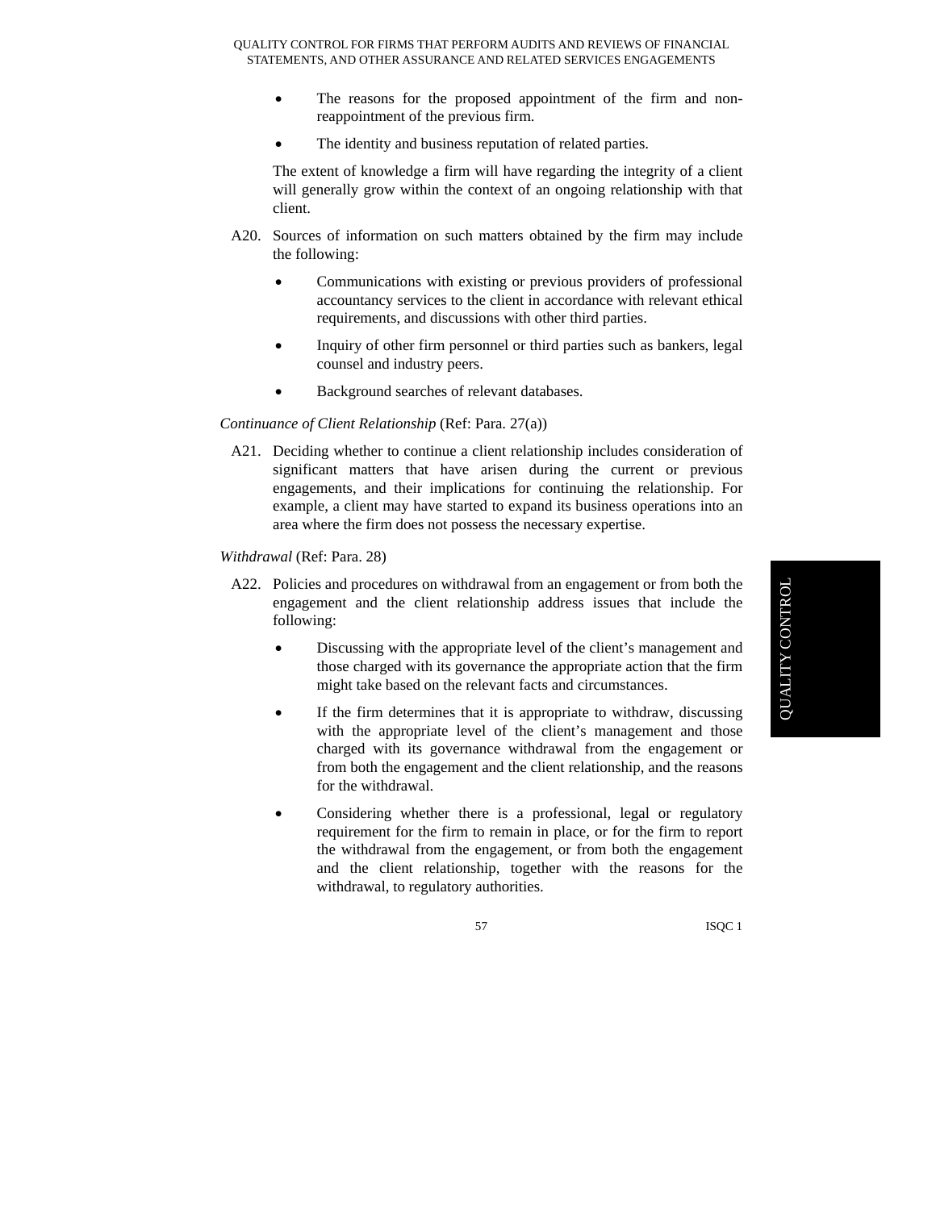- The reasons for the proposed appointment of the firm and non-reappointment of the previous firm.
- The identity and business reputation of related parties.

The extent of knowledge a firm will have regarding the integrity of a client will generally grow within the context of an ongoing relationship with that client.

A20. Sources of information on such matters obtained by the firm may include the following:

- Communications with existing or previous providers of professional accountancy services to the client in accordance with relevant ethical requirements, and discussions with other third parties.
- Inquiry of other firm personnel or third parties such as bankers, legal counsel and industry peers.
- Background searches of relevant databases.

*Continuance of Client Relationship* (Ref: Para. 27(a))

A21. Deciding whether to continue a client relationship includes consideration of significant matters that have arisen during the current or previous engagements, and their implications for continuing the relationship. For example, a client may have started to expand its business operations into an area where the firm does not possess the necessary expertise.

*Withdrawal* (Ref: Para. 28)

A22. Policies and procedures on withdrawal from an engagement or from both the engagement and the client relationship address issues that include the following:

- Discussing with the appropriate level of the client's management and those charged with its governance the appropriate action that the firm might take based on the relevant facts and circumstances.
- If the firm determines that it is appropriate to withdraw, discussing with the appropriate level of the client's management and those charged with its governance withdrawal from the engagement or from both the engagement and the client relationship, and the reasons for the withdrawal.
- Considering whether there is a professional, legal or regulatory requirement for the firm to remain in place, or for the firm to report the withdrawal from the engagement, or from both the engagement and the client relationship, together with the reasons for the withdrawal, to regulatory authorities.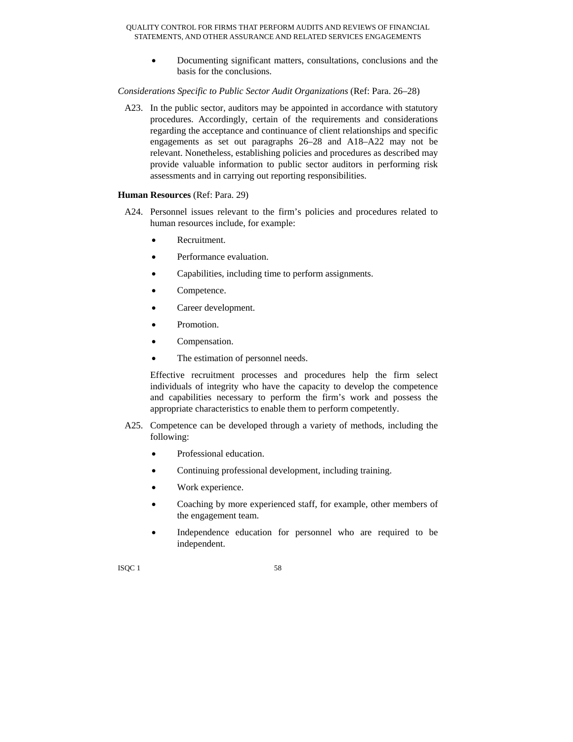- Documenting significant matters, consultations, conclusions and the basis for the conclusions.

*Considerations Specific to Public Sector Audit Organizations* (Ref: Para. 26–28)

A23. In the public sector, auditors may be appointed in accordance with statutory procedures. Accordingly, certain of the requirements and considerations regarding the acceptance and continuance of client relationships and specific engagements as set out paragraphs 26–28 and A18–A22 may not be relevant. Nonetheless, establishing policies and procedures as described may provide valuable information to public sector auditors in performing risk assessments and in carrying out reporting responsibilities.

**Human Resources** (Ref: Para. 29)

A24. Personnel issues relevant to the firm's policies and procedures related to human resources include, for example:

- Recruitment.
- Performance evaluation.
- Capabilities, including time to perform assignments.
- Competence.
- Career development.
- Promotion.
- Compensation.
- The estimation of personnel needs.

Effective recruitment processes and procedures help the firm select individuals of integrity who have the capacity to develop the competence and capabilities necessary to perform the firm's work and possess the appropriate characteristics to enable them to perform competently.

A25. Competence can be developed through a variety of methods, including the following:

- Professional education.
- Continuing professional development, including training.
- Work experience.
- Coaching by more experienced staff, for example, other members of the engagement team.
- Independence education for personnel who are required to be independent.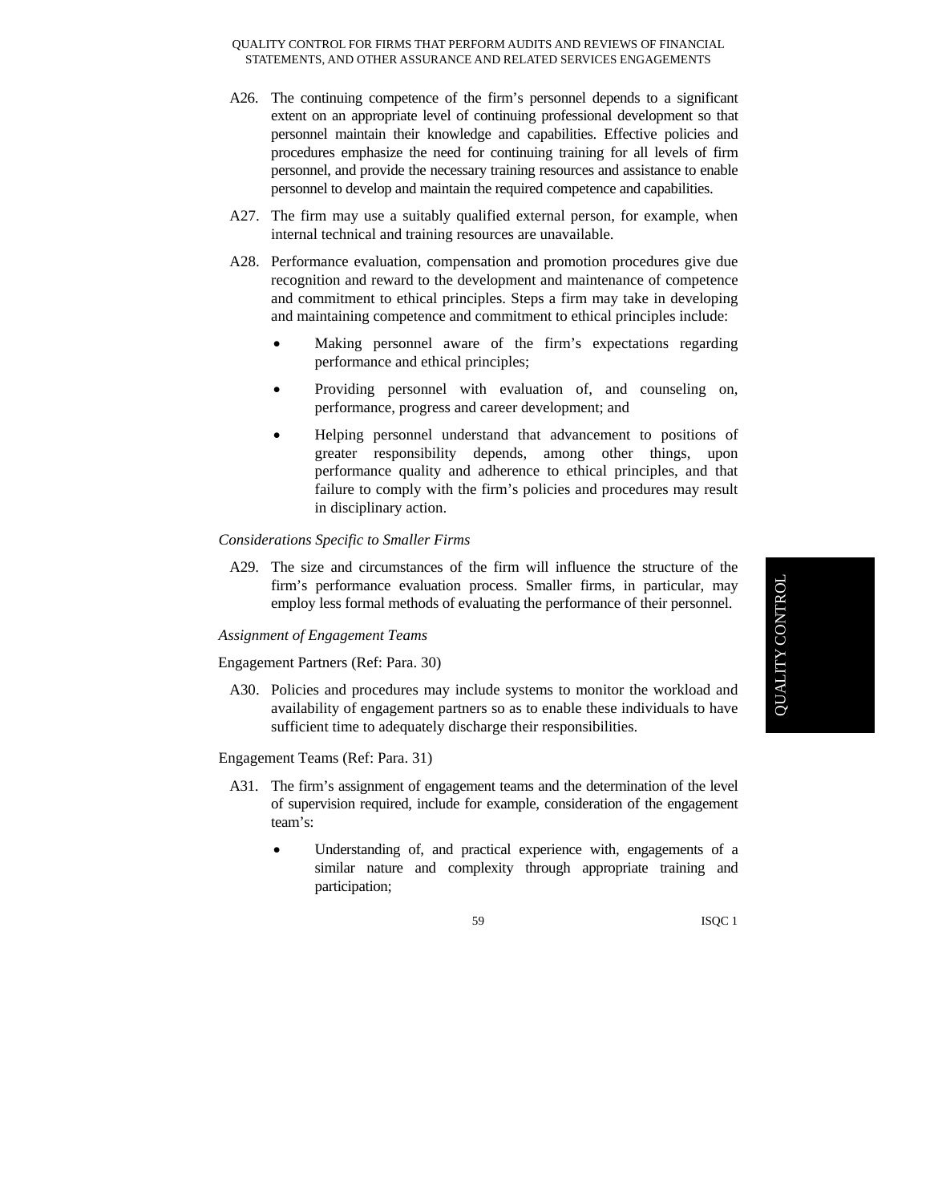A26. The continuing competence of the firm's personnel depends to a significant extent on an appropriate level of continuing professional development so that personnel maintain their knowledge and capabilities. Effective policies and procedures emphasize the need for continuing training for all levels of firm personnel, and provide the necessary training resources and assistance to enable personnel to develop and maintain the required competence and capabilities.

A27. The firm may use a suitably qualified external person, for example, when internal technical and training resources are unavailable.

A28. Performance evaluation, compensation and promotion procedures give due recognition and reward to the development and maintenance of competence and commitment to ethical principles. Steps a firm may take in developing and maintaining competence and commitment to ethical principles include:

- Making personnel aware of the firm's expectations regarding performance and ethical principles;
- Providing personnel with evaluation of, and counseling on, performance, progress and career development; and
- Helping personnel understand that advancement to positions of greater responsibility depends, among other things, upon performance quality and adherence to ethical principles, and that failure to comply with the firm's policies and procedures may result in disciplinary action.

*Considerations Specific to Smaller Firms*

A29. The size and circumstances of the firm will influence the structure of the firm's performance evaluation process. Smaller firms, in particular, may employ less formal methods of evaluating the performance of their personnel.

*Assignment of Engagement Teams*

Engagement Partners (Ref: Para. 30)

A30. Policies and procedures may include systems to monitor the workload and availability of engagement partners so as to enable these individuals to have sufficient time to adequately discharge their responsibilities.

Engagement Teams (Ref: Para. 31)

A31. The firm's assignment of engagement teams and the determination of the level of supervision required, include for example, consideration of the engagement team's:

- Understanding of, and practical experience with, engagements of a similar nature and complexity through appropriate training and participation;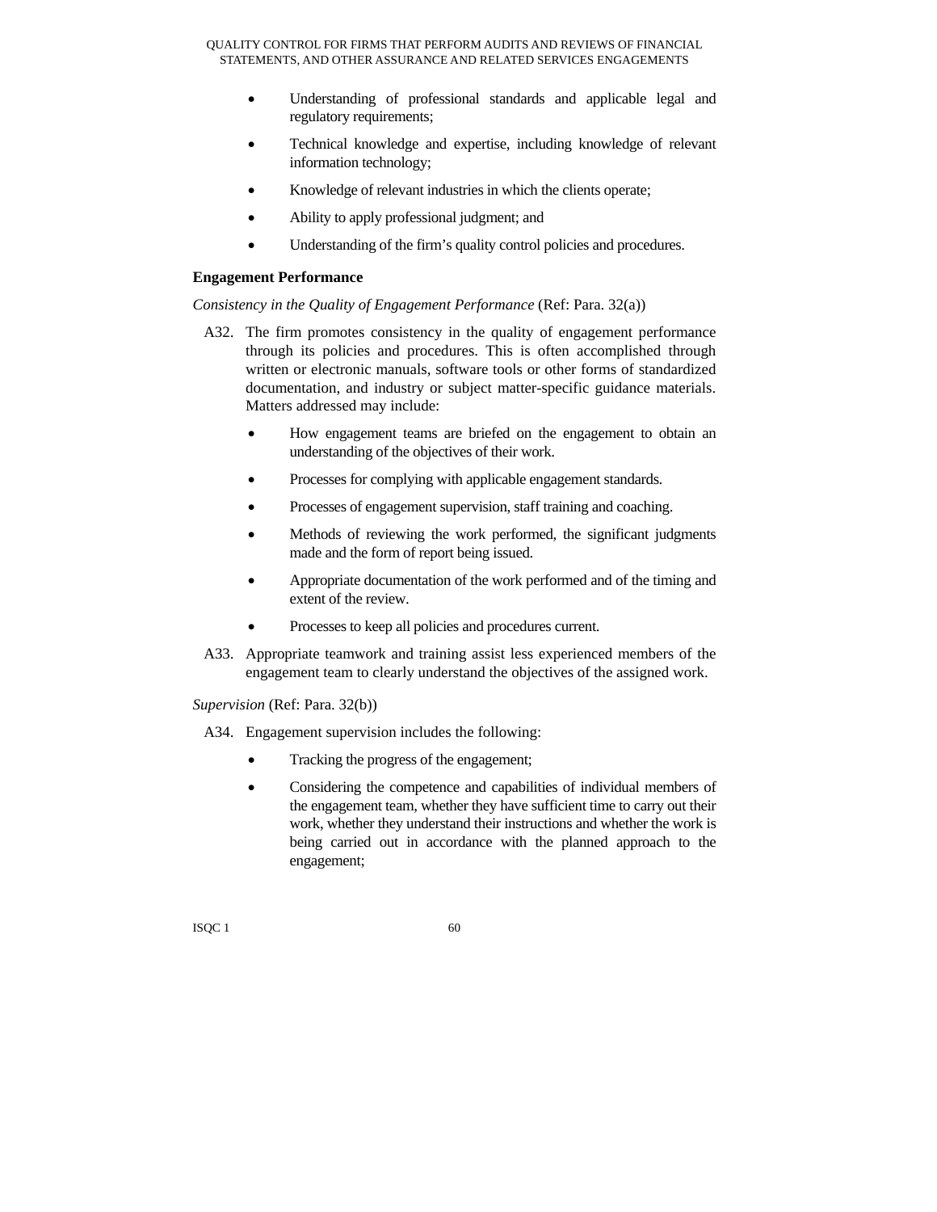- Understanding of professional standards and applicable legal and regulatory requirements;
- Technical knowledge and expertise, including knowledge of relevant information technology;
- Knowledge of relevant industries in which the clients operate;
- Ability to apply professional judgment; and
- Understanding of the firm's quality control policies and procedures.

### Engagement Performance

*Consistency in the Quality of Engagement Performance* (Ref: Para. 32(a))

A32. The firm promotes consistency in the quality of engagement performance through its policies and procedures. This is often accomplished through written or electronic manuals, software tools or other forms of standardized documentation, and industry or subject matter-specific guidance materials. Matters addressed may include:

- How engagement teams are briefed on the engagement to obtain an understanding of the objectives of their work.
- Processes for complying with applicable engagement standards.
- Processes of engagement supervision, staff training and coaching.
- Methods of reviewing the work performed, the significant judgments made and the form of report being issued.
- Appropriate documentation of the work performed and of the timing and extent of the review.
- Processes to keep all policies and procedures current.

A33. Appropriate teamwork and training assist less experienced members of the engagement team to clearly understand the objectives of the assigned work.

*Supervision* (Ref: Para. 32(b))

A34. Engagement supervision includes the following:

- Tracking the progress of the engagement;
- Considering the competence and capabilities of individual members of the engagement team, whether they have sufficient time to carry out their work, whether they understand their instructions and whether the work is being carried out in accordance with the planned approach to the engagement;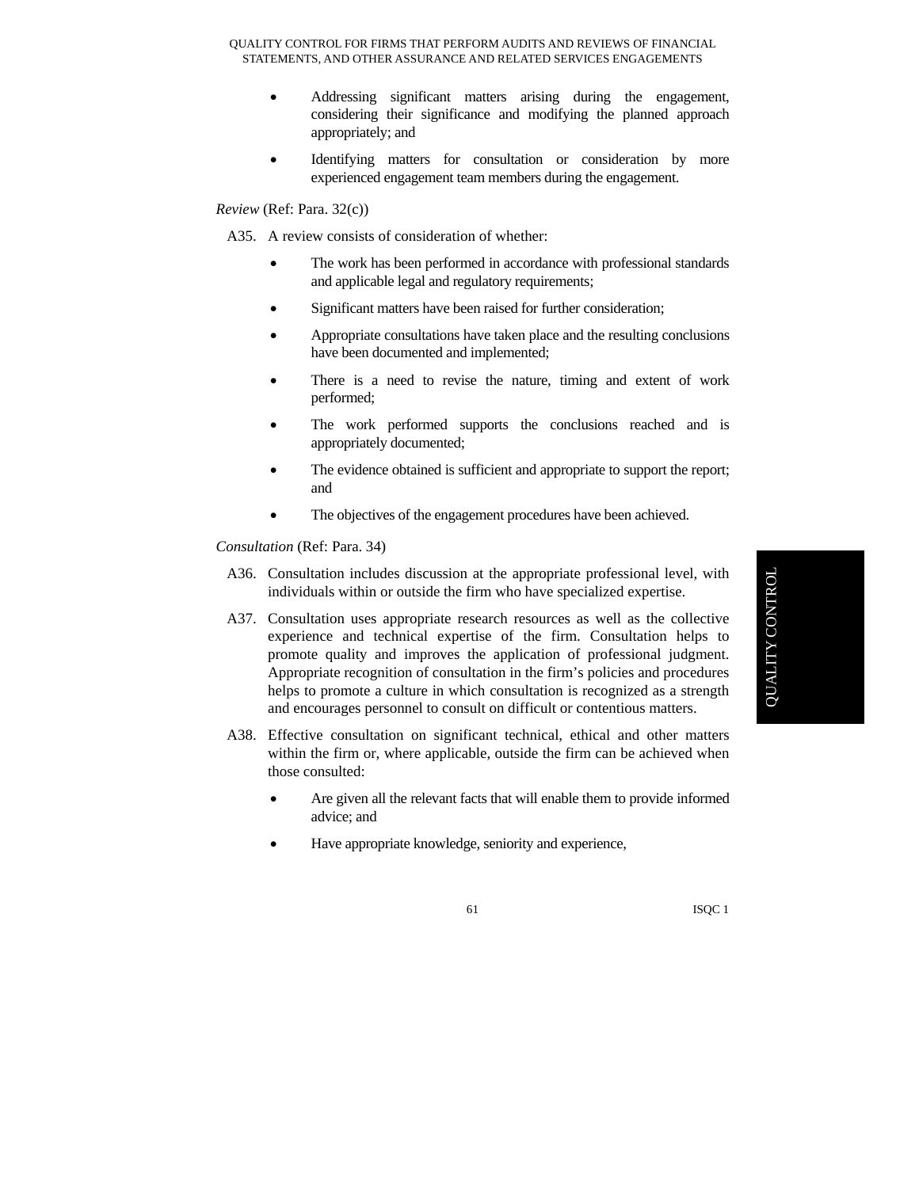- Addressing significant matters arising during the engagement, considering their significance and modifying the planned approach appropriately; and
- Identifying matters for consultation or consideration by more experienced engagement team members during the engagement.

*Review* (Ref: Para. 32(c))

A35. A review consists of consideration of whether:

- The work has been performed in accordance with professional standards and applicable legal and regulatory requirements;
- Significant matters have been raised for further consideration;
- Appropriate consultations have taken place and the resulting conclusions have been documented and implemented;
- There is a need to revise the nature, timing and extent of work performed;
- The work performed supports the conclusions reached and is appropriately documented;
- The evidence obtained is sufficient and appropriate to support the report; and
- The objectives of the engagement procedures have been achieved.

*Consultation* (Ref: Para. 34)

A36. Consultation includes discussion at the appropriate professional level, with individuals within or outside the firm who have specialized expertise.

A37. Consultation uses appropriate research resources as well as the collective experience and technical expertise of the firm. Consultation helps to promote quality and improves the application of professional judgment. Appropriate recognition of consultation in the firm's policies and procedures helps to promote a culture in which consultation is recognized as a strength and encourages personnel to consult on difficult or contentious matters.

A38. Effective consultation on significant technical, ethical and other matters within the firm or, where applicable, outside the firm can be achieved when those consulted:

- Are given all the relevant facts that will enable them to provide informed advice; and
- Have appropriate knowledge, seniority and experience,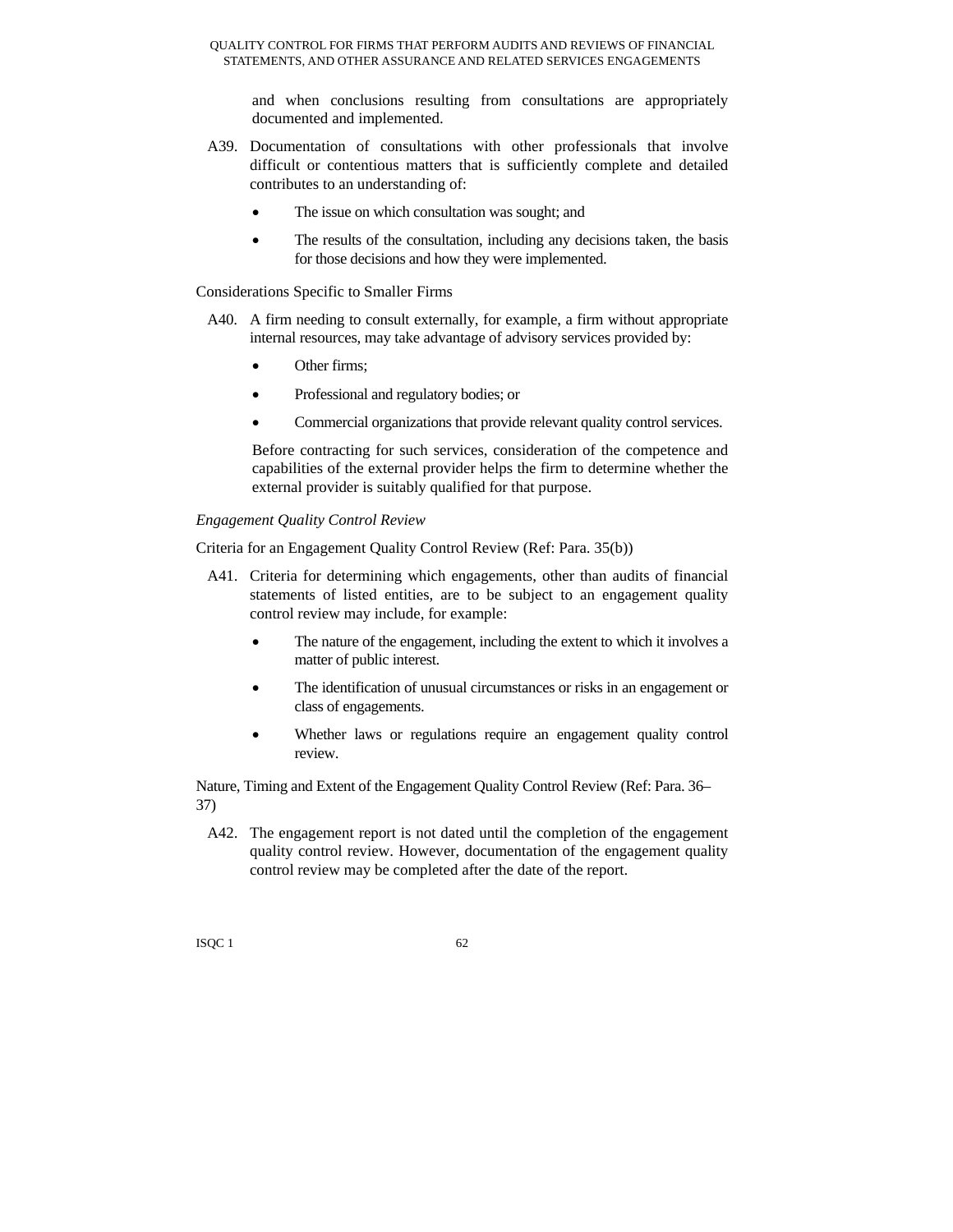and when conclusions resulting from consultations are appropriately documented and implemented.

A39. Documentation of consultations with other professionals that involve difficult or contentious matters that is sufficiently complete and detailed contributes to an understanding of:

- The issue on which consultation was sought; and
- The results of the consultation, including any decisions taken, the basis for those decisions and how they were implemented.

Considerations Specific to Smaller Firms

A40. A firm needing to consult externally, for example, a firm without appropriate internal resources, may take advantage of advisory services provided by:

- Other firms;
- Professional and regulatory bodies; or
- Commercial organizations that provide relevant quality control services.

Before contracting for such services, consideration of the competence and capabilities of the external provider helps the firm to determine whether the external provider is suitably qualified for that purpose.

*Engagement Quality Control Review*

Criteria for an Engagement Quality Control Review (Ref: Para. 35(b))

A41. Criteria for determining which engagements, other than audits of financial statements of listed entities, are to be subject to an engagement quality control review may include, for example:

- The nature of the engagement, including the extent to which it involves a matter of public interest.
- The identification of unusual circumstances or risks in an engagement or class of engagements.
- Whether laws or regulations require an engagement quality control review.

Nature, Timing and Extent of the Engagement Quality Control Review (Ref: Para. 36–37)

A42. The engagement report is not dated until the completion of the engagement quality control review. However, documentation of the engagement quality control review may be completed after the date of the report.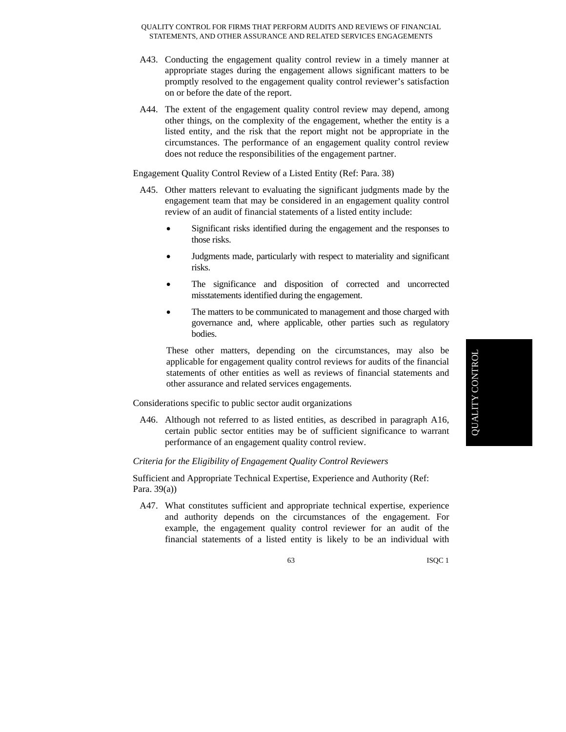A43. Conducting the engagement quality control review in a timely manner at appropriate stages during the engagement allows significant matters to be promptly resolved to the engagement quality control reviewer's satisfaction on or before the date of the report.

A44. The extent of the engagement quality control review may depend, among other things, on the complexity of the engagement, whether the entity is a listed entity, and the risk that the report might not be appropriate in the circumstances. The performance of an engagement quality control review does not reduce the responsibilities of the engagement partner.

Engagement Quality Control Review of a Listed Entity (Ref: Para. 38)

A45. Other matters relevant to evaluating the significant judgments made by the engagement team that may be considered in an engagement quality control review of an audit of financial statements of a listed entity include:

- Significant risks identified during the engagement and the responses to those risks.
- Judgments made, particularly with respect to materiality and significant risks.
- The significance and disposition of corrected and uncorrected misstatements identified during the engagement.
- The matters to be communicated to management and those charged with governance and, where applicable, other parties such as regulatory bodies.

These other matters, depending on the circumstances, may also be applicable for engagement quality control reviews for audits of the financial statements of other entities as well as reviews of financial statements and other assurance and related services engagements.

Considerations specific to public sector audit organizations

A46. Although not referred to as listed entities, as described in paragraph A16, certain public sector entities may be of sufficient significance to warrant performance of an engagement quality control review.

*Criteria for the Eligibility of Engagement Quality Control Reviewers*

Sufficient and Appropriate Technical Expertise, Experience and Authority (Ref: Para. 39(a))

A47. What constitutes sufficient and appropriate technical expertise, experience and authority depends on the circumstances of the engagement. For example, the engagement quality control reviewer for an audit of the financial statements of a listed entity is likely to be an individual with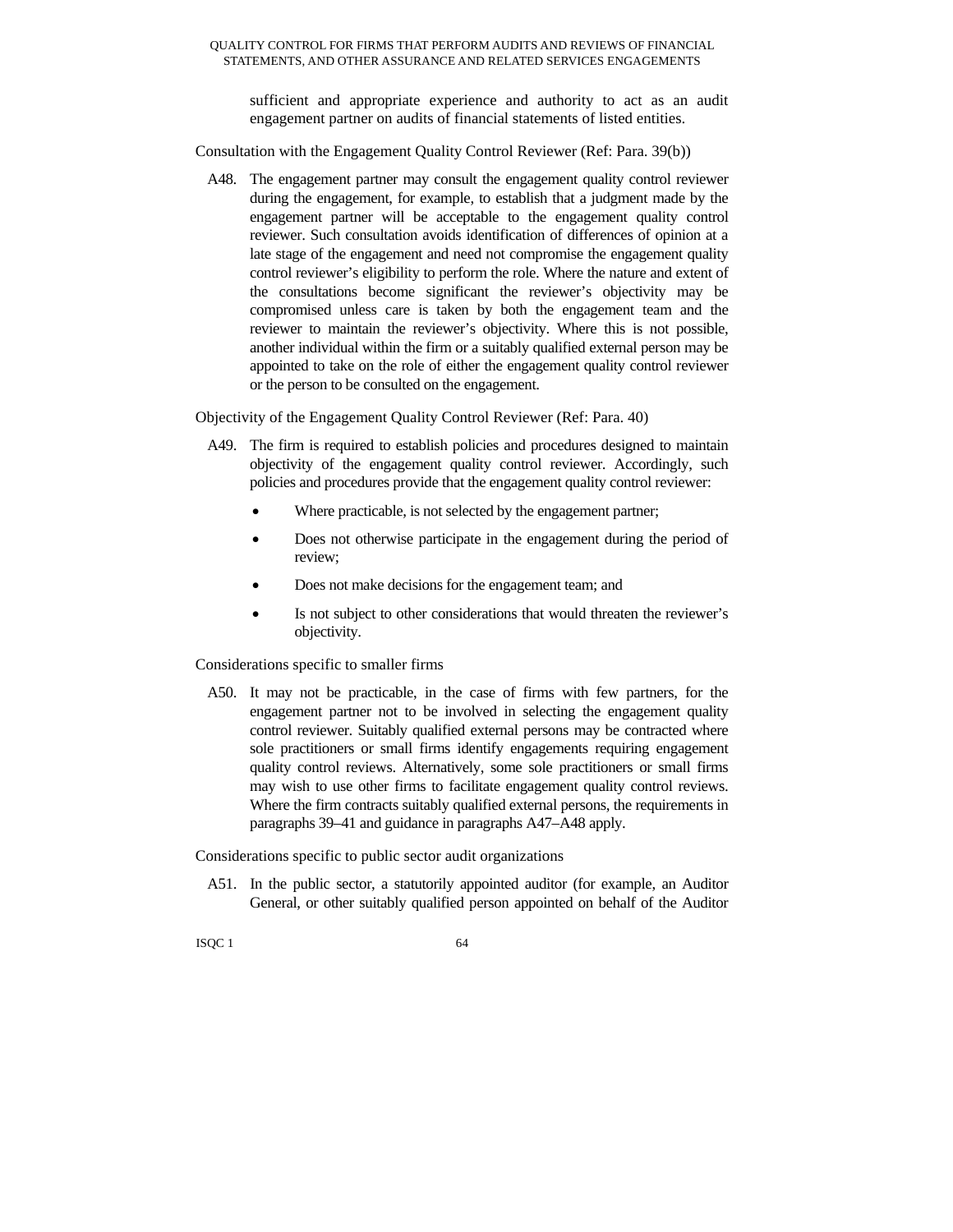sufficient and appropriate experience and authority to act as an audit engagement partner on audits of financial statements of listed entities.

Consultation with the Engagement Quality Control Reviewer (Ref: Para. 39(b))

A48. The engagement partner may consult the engagement quality control reviewer during the engagement, for example, to establish that a judgment made by the engagement partner will be acceptable to the engagement quality control reviewer. Such consultation avoids identification of differences of opinion at a late stage of the engagement and need not compromise the engagement quality control reviewer's eligibility to perform the role. Where the nature and extent of the consultations become significant the reviewer's objectivity may be compromised unless care is taken by both the engagement team and the reviewer to maintain the reviewer's objectivity. Where this is not possible, another individual within the firm or a suitably qualified external person may be appointed to take on the role of either the engagement quality control reviewer or the person to be consulted on the engagement.

Objectivity of the Engagement Quality Control Reviewer (Ref: Para. 40)

A49. The firm is required to establish policies and procedures designed to maintain objectivity of the engagement quality control reviewer. Accordingly, such policies and procedures provide that the engagement quality control reviewer:

- Where practicable, is not selected by the engagement partner;
- Does not otherwise participate in the engagement during the period of review;
- Does not make decisions for the engagement team; and
- Is not subject to other considerations that would threaten the reviewer's objectivity.

Considerations specific to smaller firms

A50. It may not be practicable, in the case of firms with few partners, for the engagement partner not to be involved in selecting the engagement quality control reviewer. Suitably qualified external persons may be contracted where sole practitioners or small firms identify engagements requiring engagement quality control reviews. Alternatively, some sole practitioners or small firms may wish to use other firms to facilitate engagement quality control reviews. Where the firm contracts suitably qualified external persons, the requirements in paragraphs 39–41 and guidance in paragraphs A47–A48 apply.

Considerations specific to public sector audit organizations

A51. In the public sector, a statutorily appointed auditor (for example, an Auditor General, or other suitably qualified person appointed on behalf of the Auditor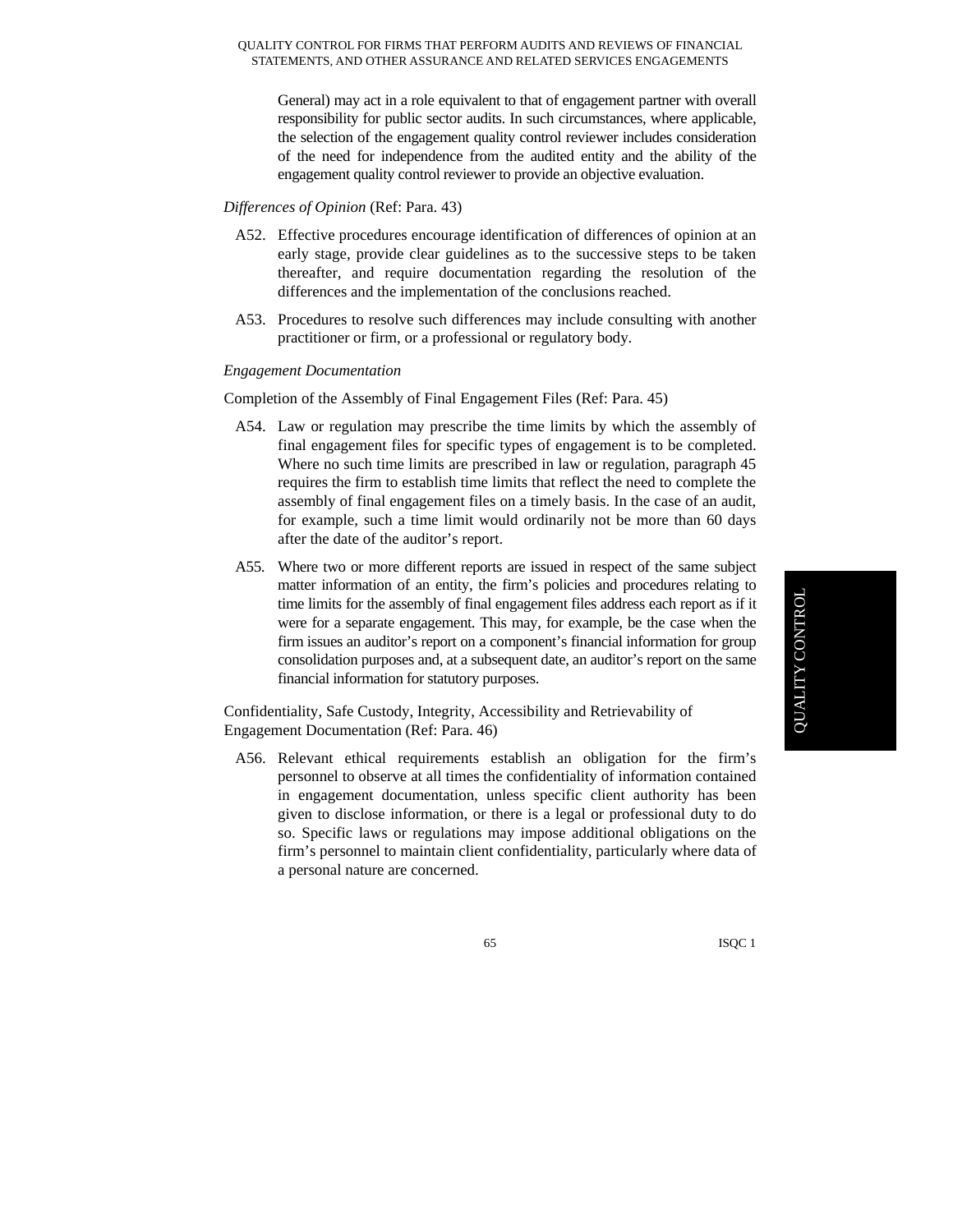General) may act in a role equivalent to that of engagement partner with overall responsibility for public sector audits. In such circumstances, where applicable, the selection of the engagement quality control reviewer includes consideration of the need for independence from the audited entity and the ability of the engagement quality control reviewer to provide an objective evaluation.

*Differences of Opinion* (Ref: Para. 43)

A52. Effective procedures encourage identification of differences of opinion at an early stage, provide clear guidelines as to the successive steps to be taken thereafter, and require documentation regarding the resolution of the differences and the implementation of the conclusions reached.

A53. Procedures to resolve such differences may include consulting with another practitioner or firm, or a professional or regulatory body.

*Engagement Documentation*

Completion of the Assembly of Final Engagement Files (Ref: Para. 45)

A54. Law or regulation may prescribe the time limits by which the assembly of final engagement files for specific types of engagement is to be completed. Where no such time limits are prescribed in law or regulation, paragraph 45 requires the firm to establish time limits that reflect the need to complete the assembly of final engagement files on a timely basis. In the case of an audit, for example, such a time limit would ordinarily not be more than 60 days after the date of the auditor's report.

A55. Where two or more different reports are issued in respect of the same subject matter information of an entity, the firm's policies and procedures relating to time limits for the assembly of final engagement files address each report as if it were for a separate engagement. This may, for example, be the case when the firm issues an auditor's report on a component's financial information for group consolidation purposes and, at a subsequent date, an auditor's report on the same financial information for statutory purposes.

Confidentiality, Safe Custody, Integrity, Accessibility and Retrievability of Engagement Documentation (Ref: Para. 46)

A56. Relevant ethical requirements establish an obligation for the firm's personnel to observe at all times the confidentiality of information contained in engagement documentation, unless specific client authority has been given to disclose information, or there is a legal or professional duty to do so. Specific laws or regulations may impose additional obligations on the firm's personnel to maintain client confidentiality, particularly where data of a personal nature are concerned.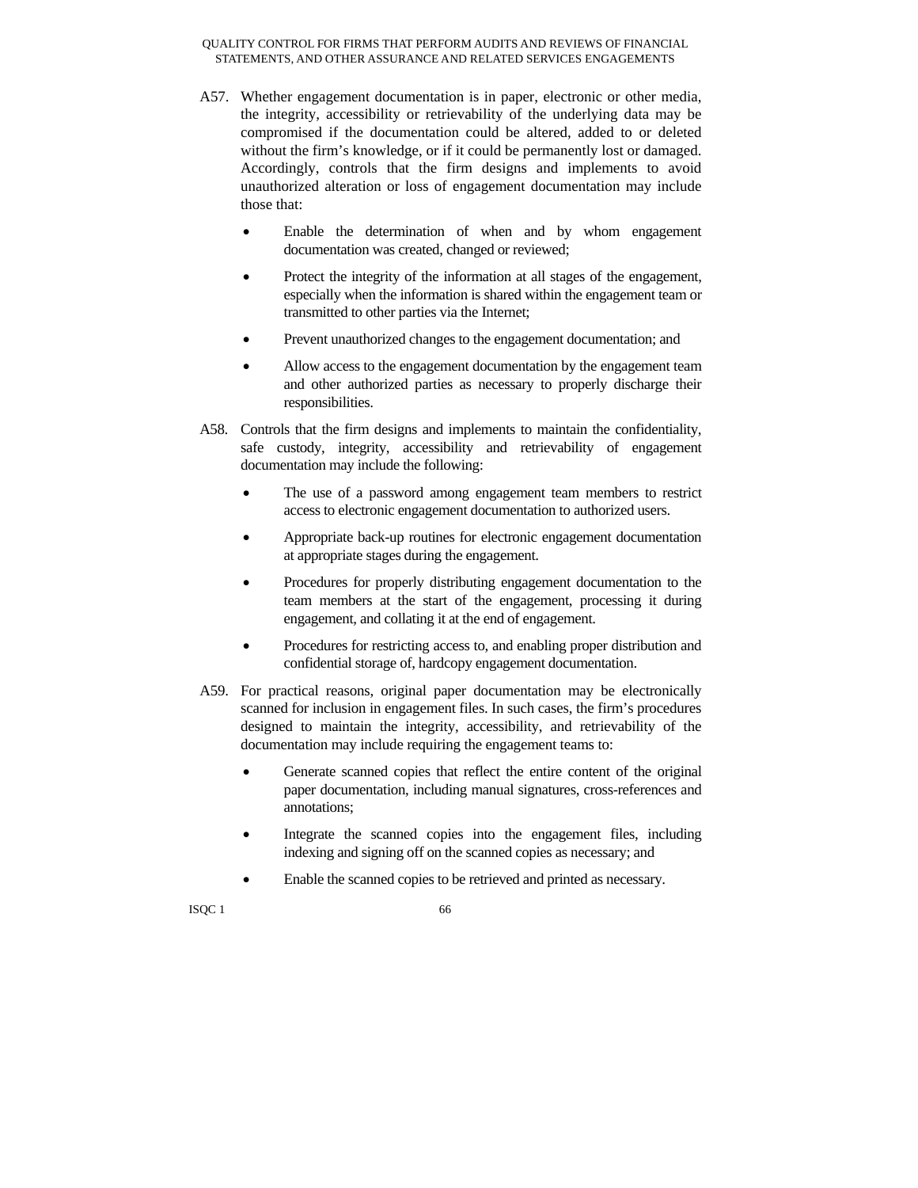A57. Whether engagement documentation is in paper, electronic or other media, the integrity, accessibility or retrievability of the underlying data may be compromised if the documentation could be altered, added to or deleted without the firm's knowledge, or if it could be permanently lost or damaged. Accordingly, controls that the firm designs and implements to avoid unauthorized alteration or loss of engagement documentation may include those that:

- Enable the determination of when and by whom engagement documentation was created, changed or reviewed;
- Protect the integrity of the information at all stages of the engagement, especially when the information is shared within the engagement team or transmitted to other parties via the Internet;
- Prevent unauthorized changes to the engagement documentation; and
- Allow access to the engagement documentation by the engagement team and other authorized parties as necessary to properly discharge their responsibilities.

A58. Controls that the firm designs and implements to maintain the confidentiality, safe custody, integrity, accessibility and retrievability of engagement documentation may include the following:

- The use of a password among engagement team members to restrict access to electronic engagement documentation to authorized users.
- Appropriate back-up routines for electronic engagement documentation at appropriate stages during the engagement.
- Procedures for properly distributing engagement documentation to the team members at the start of the engagement, processing it during engagement, and collating it at the end of engagement.
- Procedures for restricting access to, and enabling proper distribution and confidential storage of, hardcopy engagement documentation.

A59. For practical reasons, original paper documentation may be electronically scanned for inclusion in engagement files. In such cases, the firm's procedures designed to maintain the integrity, accessibility, and retrievability of the documentation may include requiring the engagement teams to:

- Generate scanned copies that reflect the entire content of the original paper documentation, including manual signatures, cross-references and annotations;
- Integrate the scanned copies into the engagement files, including indexing and signing off on the scanned copies as necessary; and
- Enable the scanned copies to be retrieved and printed as necessary.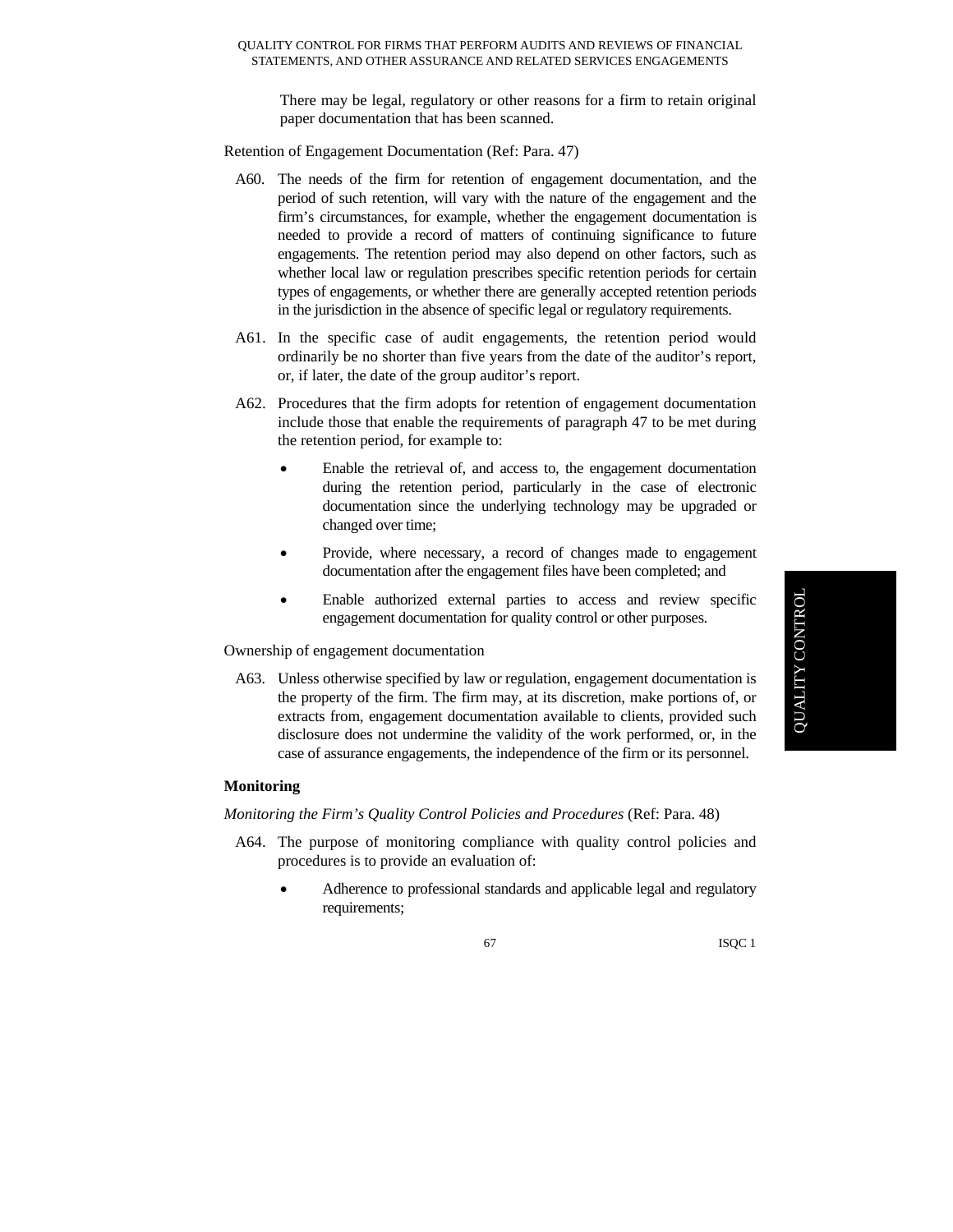There may be legal, regulatory or other reasons for a firm to retain original paper documentation that has been scanned.

Retention of Engagement Documentation (Ref: Para. 47)

A60. The needs of the firm for retention of engagement documentation, and the period of such retention, will vary with the nature of the engagement and the firm's circumstances, for example, whether the engagement documentation is needed to provide a record of matters of continuing significance to future engagements. The retention period may also depend on other factors, such as whether local law or regulation prescribes specific retention periods for certain types of engagements, or whether there are generally accepted retention periods in the jurisdiction in the absence of specific legal or regulatory requirements.

A61. In the specific case of audit engagements, the retention period would ordinarily be no shorter than five years from the date of the auditor's report, or, if later, the date of the group auditor's report.

A62. Procedures that the firm adopts for retention of engagement documentation include those that enable the requirements of paragraph 47 to be met during the retention period, for example to:

- Enable the retrieval of, and access to, the engagement documentation during the retention period, particularly in the case of electronic documentation since the underlying technology may be upgraded or changed over time;
- Provide, where necessary, a record of changes made to engagement documentation after the engagement files have been completed; and
- Enable authorized external parties to access and review specific engagement documentation for quality control or other purposes.

Ownership of engagement documentation

A63. Unless otherwise specified by law or regulation, engagement documentation is the property of the firm. The firm may, at its discretion, make portions of, or extracts from, engagement documentation available to clients, provided such disclosure does not undermine the validity of the work performed, or, in the case of assurance engagements, the independence of the firm or its personnel.

**Monitoring**

*Monitoring the Firm's Quality Control Policies and Procedures* (Ref: Para. 48)

A64. The purpose of monitoring compliance with quality control policies and procedures is to provide an evaluation of:

- Adherence to professional standards and applicable legal and regulatory requirements;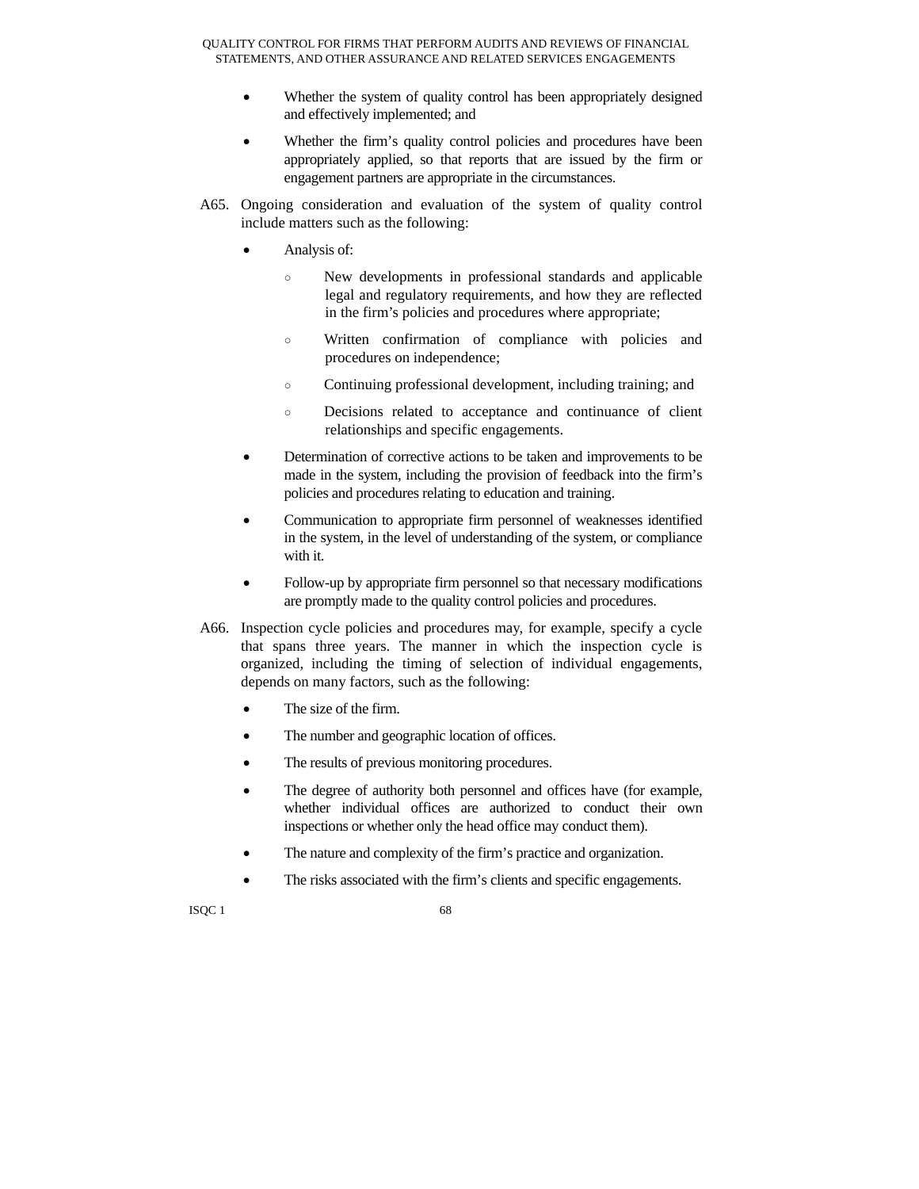- Whether the system of quality control has been appropriately designed and effectively implemented; and
- Whether the firm's quality control policies and procedures have been appropriately applied, so that reports that are issued by the firm or engagement partners are appropriate in the circumstances.

A65. Ongoing consideration and evaluation of the system of quality control include matters such as the following:

- Analysis of:
  - New developments in professional standards and applicable legal and regulatory requirements, and how they are reflected in the firm's policies and procedures where appropriate;
  - Written confirmation of compliance with policies and procedures on independence;
  - Continuing professional development, including training; and
  - Decisions related to acceptance and continuance of client relationships and specific engagements.
- Determination of corrective actions to be taken and improvements to be made in the system, including the provision of feedback into the firm's policies and procedures relating to education and training.
- Communication to appropriate firm personnel of weaknesses identified in the system, in the level of understanding of the system, or compliance with it.
- Follow-up by appropriate firm personnel so that necessary modifications are promptly made to the quality control policies and procedures.

A66. Inspection cycle policies and procedures may, for example, specify a cycle that spans three years. The manner in which the inspection cycle is organized, including the timing of selection of individual engagements, depends on many factors, such as the following:

- The size of the firm.
- The number and geographic location of offices.
- The results of previous monitoring procedures.
- The degree of authority both personnel and offices have (for example, whether individual offices are authorized to conduct their own inspections or whether only the head office may conduct them).
- The nature and complexity of the firm's practice and organization.
- The risks associated with the firm's clients and specific engagements.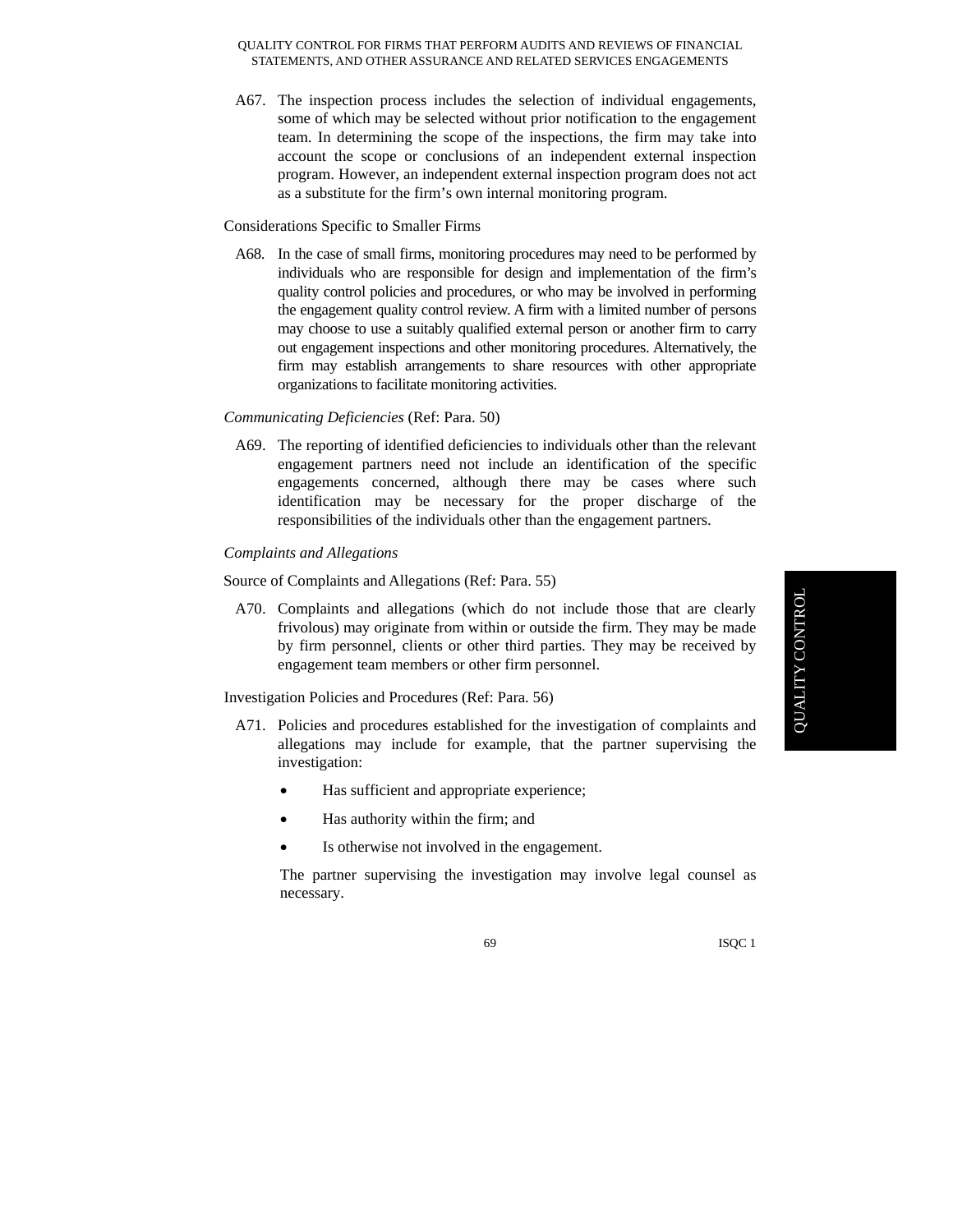A67. The inspection process includes the selection of individual engagements, some of which may be selected without prior notification to the engagement team. In determining the scope of the inspections, the firm may take into account the scope or conclusions of an independent external inspection program. However, an independent external inspection program does not act as a substitute for the firm's own internal monitoring program.

Considerations Specific to Smaller Firms

A68. In the case of small firms, monitoring procedures may need to be performed by individuals who are responsible for design and implementation of the firm's quality control policies and procedures, or who may be involved in performing the engagement quality control review. A firm with a limited number of persons may choose to use a suitably qualified external person or another firm to carry out engagement inspections and other monitoring procedures. Alternatively, the firm may establish arrangements to share resources with other appropriate organizations to facilitate monitoring activities.

*Communicating Deficiencies* (Ref: Para. 50)

A69. The reporting of identified deficiencies to individuals other than the relevant engagement partners need not include an identification of the specific engagements concerned, although there may be cases where such identification may be necessary for the proper discharge of the responsibilities of the individuals other than the engagement partners.

*Complaints and Allegations*

Source of Complaints and Allegations (Ref: Para. 55)

A70. Complaints and allegations (which do not include those that are clearly frivolous) may originate from within or outside the firm. They may be made by firm personnel, clients or other third parties. They may be received by engagement team members or other firm personnel.

Investigation Policies and Procedures (Ref: Para. 56)

A71. Policies and procedures established for the investigation of complaints and allegations may include for example, that the partner supervising the investigation:

- Has sufficient and appropriate experience;
- Has authority within the firm; and
- Is otherwise not involved in the engagement.

The partner supervising the investigation may involve legal counsel as necessary.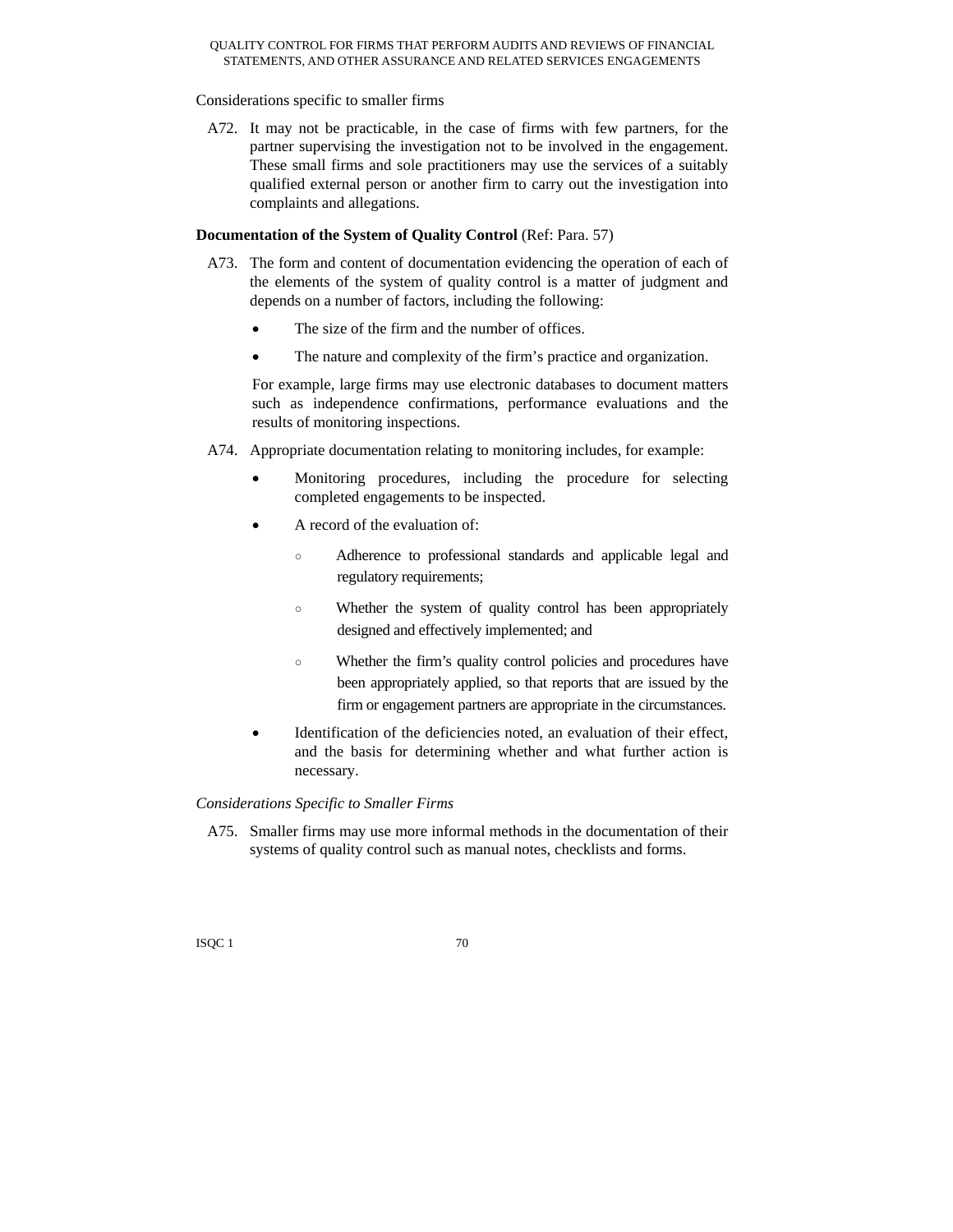Considerations specific to smaller firms

A72. It may not be practicable, in the case of firms with few partners, for the partner supervising the investigation not to be involved in the engagement. These small firms and sole practitioners may use the services of a suitably qualified external person or another firm to carry out the investigation into complaints and allegations.

**Documentation of the System of Quality Control** (Ref: Para. 57)

A73. The form and content of documentation evidencing the operation of each of the elements of the system of quality control is a matter of judgment and depends on a number of factors, including the following:

- The size of the firm and the number of offices.
- The nature and complexity of the firm's practice and organization.

For example, large firms may use electronic databases to document matters such as independence confirmations, performance evaluations and the results of monitoring inspections.

A74. Appropriate documentation relating to monitoring includes, for example:

- Monitoring procedures, including the procedure for selecting completed engagements to be inspected.
- A record of the evaluation of:
  - Adherence to professional standards and applicable legal and regulatory requirements;
  - Whether the system of quality control has been appropriately designed and effectively implemented; and
  - Whether the firm's quality control policies and procedures have been appropriately applied, so that reports that are issued by the firm or engagement partners are appropriate in the circumstances.
- Identification of the deficiencies noted, an evaluation of their effect, and the basis for determining whether and what further action is necessary.

*Considerations Specific to Smaller Firms*

A75. Smaller firms may use more informal methods in the documentation of their systems of quality control such as manual notes, checklists and forms.